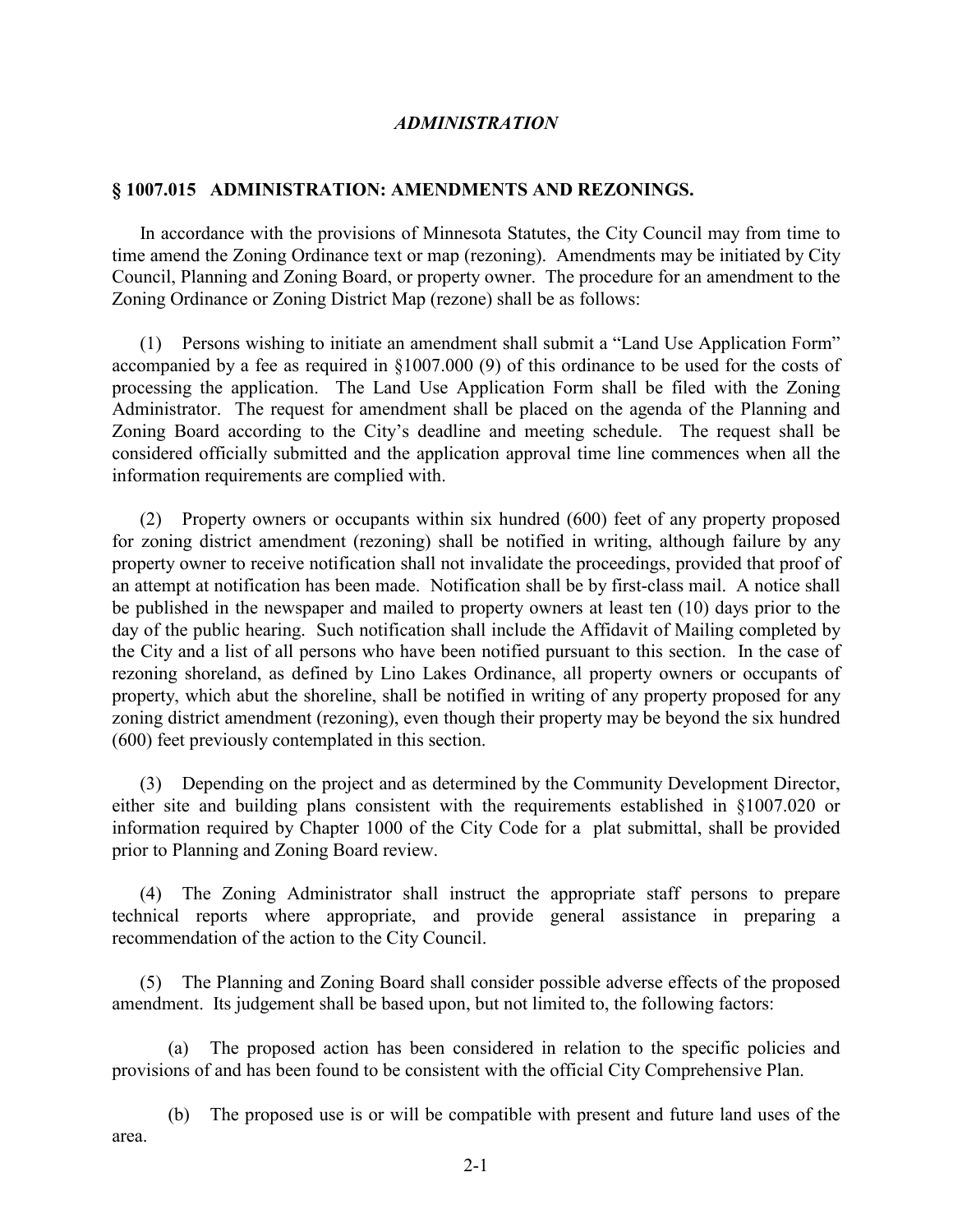*ADMINISTRATION*

## § 1007.015 ADMINISTRATION: AMENDMENTS AND REZONINGS.

In accordance with the provisions of Minnesota Statutes, the City Council may from time to time amend the Zoning Ordinance text or map (rezoning). Amendments may be initiated by City Council, Planning and Zoning Board, or property owner. The procedure for an amendment to the Zoning Ordinance or Zoning District Map (rezone) shall be as follows:

(1) Persons wishing to initiate an amendment shall submit a "Land Use Application Form" accompanied by a fee as required in §1007.000 (9) of this ordinance to be used for the costs of processing the application. The Land Use Application Form shall be filed with the Zoning Administrator. The request for amendment shall be placed on the agenda of the Planning and Zoning Board according to the City's deadline and meeting schedule. The request shall be considered officially submitted and the application approval time line commences when all the information requirements are complied with.

(2) Property owners or occupants within six hundred (600) feet of any property proposed for zoning district amendment (rezoning) shall be notified in writing, although failure by any property owner to receive notification shall not invalidate the proceedings, provided that proof of an attempt at notification has been made. Notification shall be by first-class mail. A notice shall be published in the newspaper and mailed to property owners at least ten (10) days prior to the day of the public hearing. Such notification shall include the Affidavit of Mailing completed by the City and a list of all persons who have been notified pursuant to this section. In the case of rezoning shoreland, as defined by Lino Lakes Ordinance, all property owners or occupants of property, which abut the shoreline, shall be notified in writing of any property proposed for any zoning district amendment (rezoning), even though their property may be beyond the six hundred (600) feet previously contemplated in this section.

(3) Depending on the project and as determined by the Community Development Director, either site and building plans consistent with the requirements established in §1007.020 or information required by Chapter 1000 of the City Code for a plat submittal, shall be provided prior to Planning and Zoning Board review.

(4) The Zoning Administrator shall instruct the appropriate staff persons to prepare technical reports where appropriate, and provide general assistance in preparing a recommendation of the action to the City Council.

(5) The Planning and Zoning Board shall consider possible adverse effects of the proposed amendment. Its judgement shall be based upon, but not limited to, the following factors:

(a) The proposed action has been considered in relation to the specific policies and provisions of and has been found to be consistent with the official City Comprehensive Plan.

(b) The proposed use is or will be compatible with present and future land uses of the area.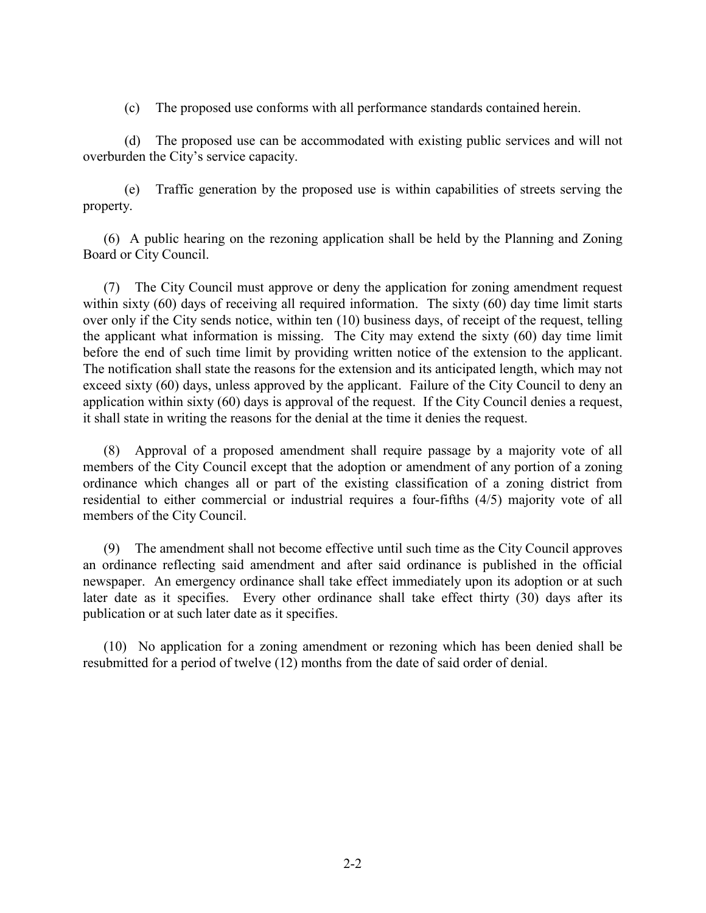(c) The proposed use conforms with all performance standards contained herein.

(d) The proposed use can be accommodated with existing public services and will not overburden the City's service capacity.

(e) Traffic generation by the proposed use is within capabilities of streets serving the property.

(6) A public hearing on the rezoning application shall be held by the Planning and Zoning Board or City Council.

(7) The City Council must approve or deny the application for zoning amendment request within sixty (60) days of receiving all required information. The sixty (60) day time limit starts over only if the City sends notice, within ten (10) business days, of receipt of the request, telling the applicant what information is missing. The City may extend the sixty (60) day time limit before the end of such time limit by providing written notice of the extension to the applicant. The notification shall state the reasons for the extension and its anticipated length, which may not exceed sixty (60) days, unless approved by the applicant. Failure of the City Council to deny an application within sixty (60) days is approval of the request. If the City Council denies a request, it shall state in writing the reasons for the denial at the time it denies the request.

(8) Approval of a proposed amendment shall require passage by a majority vote of all members of the City Council except that the adoption or amendment of any portion of a zoning ordinance which changes all or part of the existing classification of a zoning district from residential to either commercial or industrial requires a four-fifths (4/5) majority vote of all members of the City Council.

(9) The amendment shall not become effective until such time as the City Council approves an ordinance reflecting said amendment and after said ordinance is published in the official newspaper. An emergency ordinance shall take effect immediately upon its adoption or at such later date as it specifies. Every other ordinance shall take effect thirty (30) days after its publication or at such later date as it specifies.

(10) No application for a zoning amendment or rezoning which has been denied shall be resubmitted for a period of twelve (12) months from the date of said order of denial.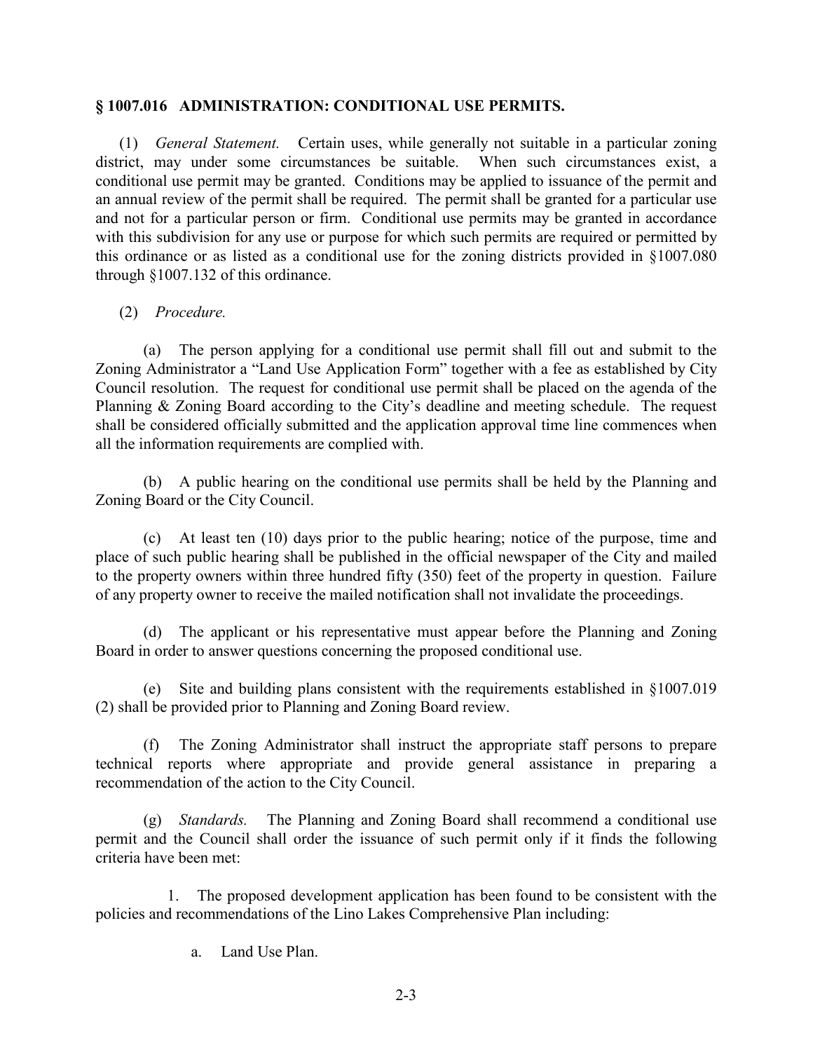## § 1007.016 ADMINISTRATION: CONDITIONAL USE PERMITS.

(1) *General Statement.* Certain uses, while generally not suitable in a particular zoning district, may under some circumstances be suitable. When such circumstances exist, a conditional use permit may be granted. Conditions may be applied to issuance of the permit and an annual review of the permit shall be required. The permit shall be granted for a particular use and not for a particular person or firm. Conditional use permits may be granted in accordance with this subdivision for any use or purpose for which such permits are required or permitted by this ordinance or as listed as a conditional use for the zoning districts provided in §1007.080 through §1007.132 of this ordinance.

(2) *Procedure.*

(a) The person applying for a conditional use permit shall fill out and submit to the Zoning Administrator a "Land Use Application Form" together with a fee as established by City Council resolution. The request for conditional use permit shall be placed on the agenda of the Planning & Zoning Board according to the City's deadline and meeting schedule. The request shall be considered officially submitted and the application approval time line commences when all the information requirements are complied with.

(b) A public hearing on the conditional use permits shall be held by the Planning and Zoning Board or the City Council.

(c) At least ten (10) days prior to the public hearing; notice of the purpose, time and place of such public hearing shall be published in the official newspaper of the City and mailed to the property owners within three hundred fifty (350) feet of the property in question. Failure of any property owner to receive the mailed notification shall not invalidate the proceedings.

(d) The applicant or his representative must appear before the Planning and Zoning Board in order to answer questions concerning the proposed conditional use.

(e) Site and building plans consistent with the requirements established in §1007.019 (2) shall be provided prior to Planning and Zoning Board review.

(f) The Zoning Administrator shall instruct the appropriate staff persons to prepare technical reports where appropriate and provide general assistance in preparing a recommendation of the action to the City Council.

(g) *Standards.* The Planning and Zoning Board shall recommend a conditional use permit and the Council shall order the issuance of such permit only if it finds the following criteria have been met:

1. The proposed development application has been found to be consistent with the policies and recommendations of the Lino Lakes Comprehensive Plan including:

   a. Land Use Plan.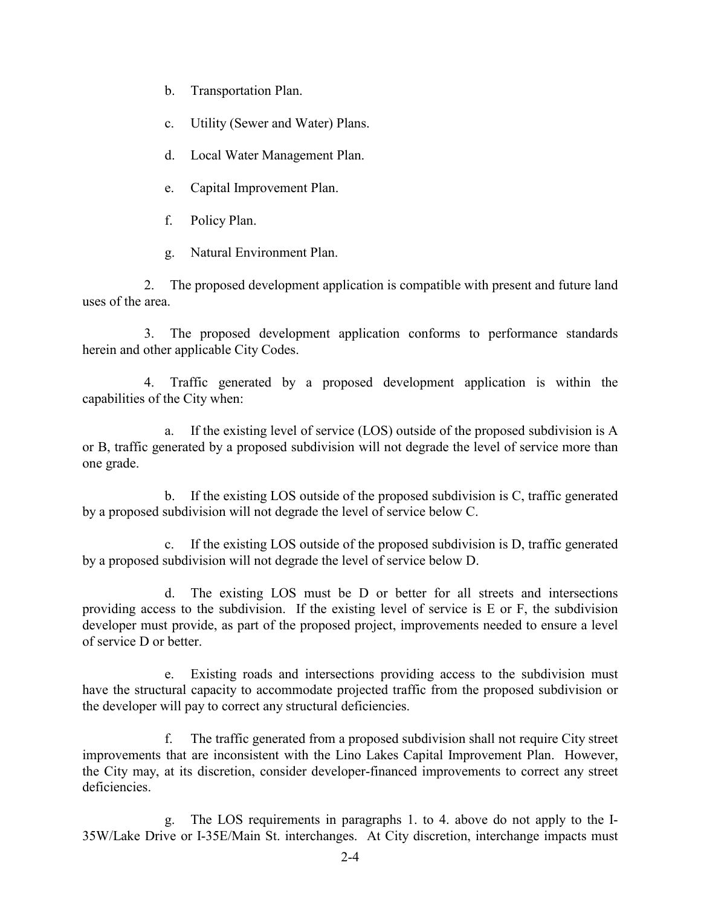b. Transportation Plan.

c. Utility (Sewer and Water) Plans.

d. Local Water Management Plan.

e. Capital Improvement Plan.

f. Policy Plan.

g. Natural Environment Plan.

2. The proposed development application is compatible with present and future land uses of the area.

3. The proposed development application conforms to performance standards herein and other applicable City Codes.

4. Traffic generated by a proposed development application is within the capabilities of the City when:

a. If the existing level of service (LOS) outside of the proposed subdivision is A or B, traffic generated by a proposed subdivision will not degrade the level of service more than one grade.

b. If the existing LOS outside of the proposed subdivision is C, traffic generated by a proposed subdivision will not degrade the level of service below C.

c. If the existing LOS outside of the proposed subdivision is D, traffic generated by a proposed subdivision will not degrade the level of service below D.

d. The existing LOS must be D or better for all streets and intersections providing access to the subdivision. If the existing level of service is E or F, the subdivision developer must provide, as part of the proposed project, improvements needed to ensure a level of service D or better.

e. Existing roads and intersections providing access to the subdivision must have the structural capacity to accommodate projected traffic from the proposed subdivision or the developer will pay to correct any structural deficiencies.

f. The traffic generated from a proposed subdivision shall not require City street improvements that are inconsistent with the Lino Lakes Capital Improvement Plan. However, the City may, at its discretion, consider developer-financed improvements to correct any street deficiencies.

g. The LOS requirements in paragraphs 1. to 4. above do not apply to the I-35W/Lake Drive or I-35E/Main St. interchanges. At City discretion, interchange impacts must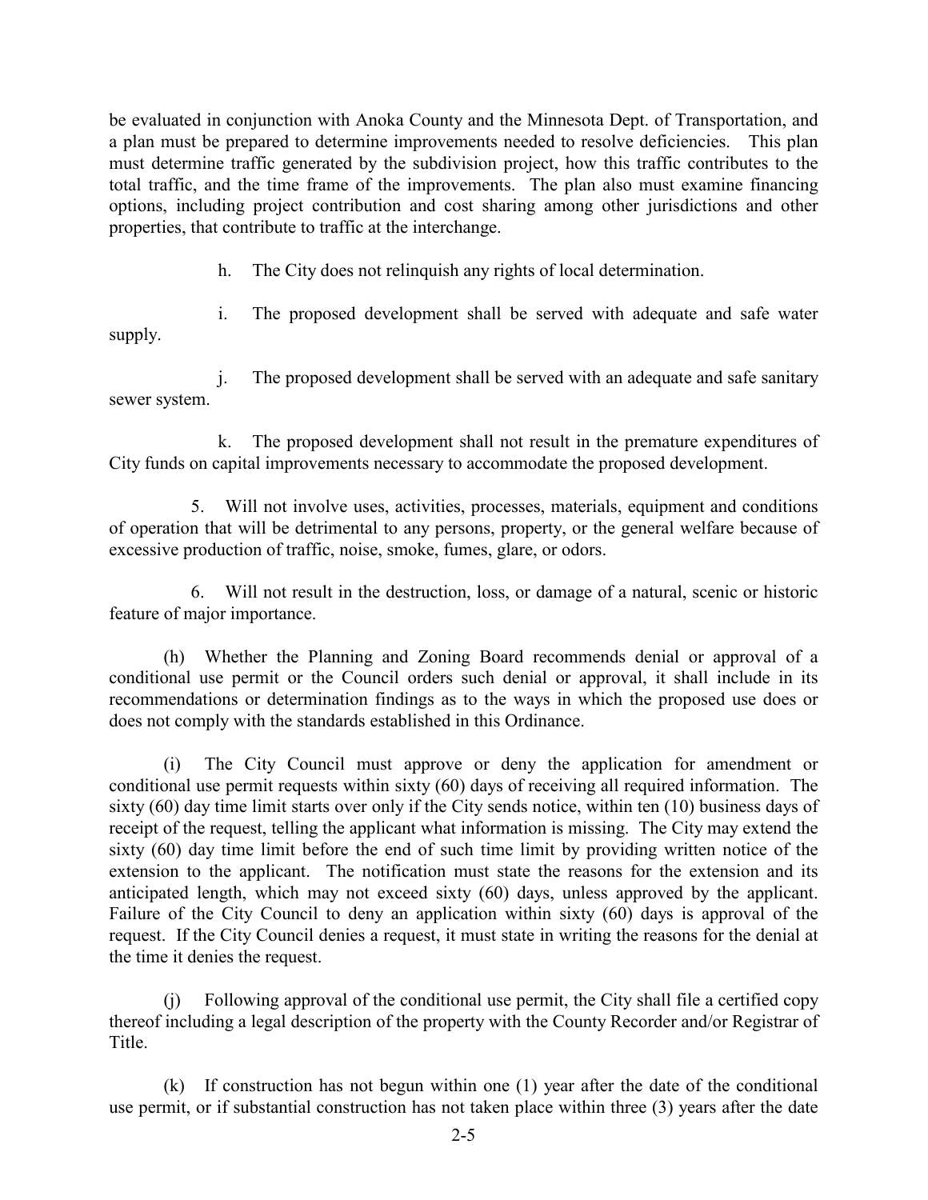be evaluated in conjunction with Anoka County and the Minnesota Dept. of Transportation, and a plan must be prepared to determine improvements needed to resolve deficiencies. This plan must determine traffic generated by the subdivision project, how this traffic contributes to the total traffic, and the time frame of the improvements. The plan also must examine financing options, including project contribution and cost sharing among other jurisdictions and other properties, that contribute to traffic at the interchange.

h. The City does not relinquish any rights of local determination.

i. The proposed development shall be served with adequate and safe water supply.

j. The proposed development shall be served with an adequate and safe sanitary sewer system.

k. The proposed development shall not result in the premature expenditures of City funds on capital improvements necessary to accommodate the proposed development.

5. Will not involve uses, activities, processes, materials, equipment and conditions of operation that will be detrimental to any persons, property, or the general welfare because of excessive production of traffic, noise, smoke, fumes, glare, or odors.

6. Will not result in the destruction, loss, or damage of a natural, scenic or historic feature of major importance.

(h) Whether the Planning and Zoning Board recommends denial or approval of a conditional use permit or the Council orders such denial or approval, it shall include in its recommendations or determination findings as to the ways in which the proposed use does or does not comply with the standards established in this Ordinance.

(i) The City Council must approve or deny the application for amendment or conditional use permit requests within sixty (60) days of receiving all required information. The sixty (60) day time limit starts over only if the City sends notice, within ten (10) business days of receipt of the request, telling the applicant what information is missing. The City may extend the sixty (60) day time limit before the end of such time limit by providing written notice of the extension to the applicant. The notification must state the reasons for the extension and its anticipated length, which may not exceed sixty (60) days, unless approved by the applicant. Failure of the City Council to deny an application within sixty (60) days is approval of the request. If the City Council denies a request, it must state in writing the reasons for the denial at the time it denies the request.

(j) Following approval of the conditional use permit, the City shall file a certified copy thereof including a legal description of the property with the County Recorder and/or Registrar of Title.

(k) If construction has not begun within one (1) year after the date of the conditional use permit, or if substantial construction has not taken place within three (3) years after the date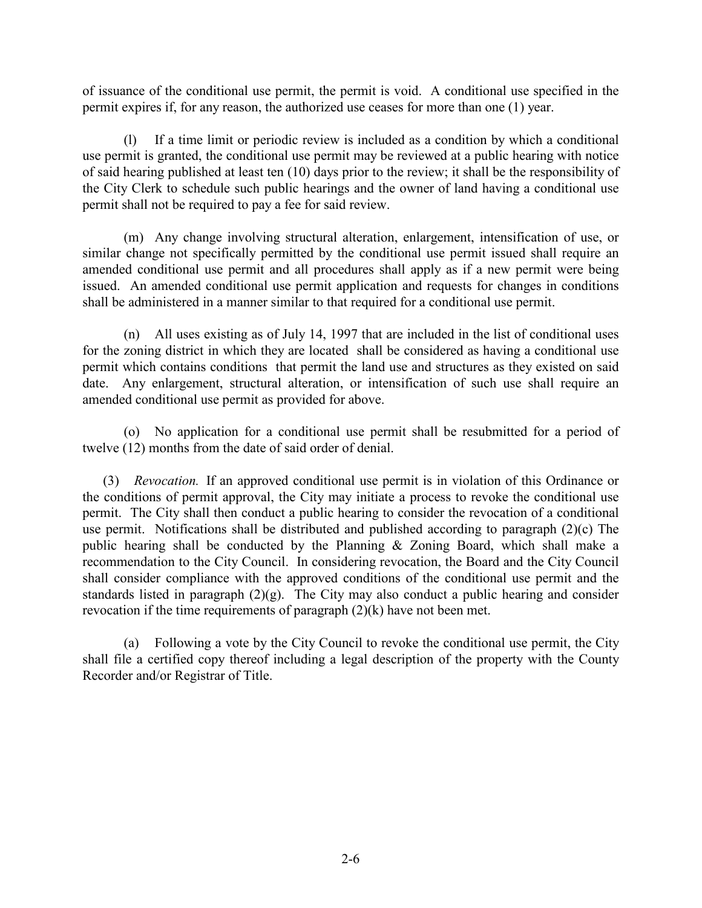of issuance of the conditional use permit, the permit is void. A conditional use specified in the permit expires if, for any reason, the authorized use ceases for more than one (1) year.

(l) If a time limit or periodic review is included as a condition by which a conditional use permit is granted, the conditional use permit may be reviewed at a public hearing with notice of said hearing published at least ten (10) days prior to the review; it shall be the responsibility of the City Clerk to schedule such public hearings and the owner of land having a conditional use permit shall not be required to pay a fee for said review.

(m) Any change involving structural alteration, enlargement, intensification of use, or similar change not specifically permitted by the conditional use permit issued shall require an amended conditional use permit and all procedures shall apply as if a new permit were being issued. An amended conditional use permit application and requests for changes in conditions shall be administered in a manner similar to that required for a conditional use permit.

(n) All uses existing as of July 14, 1997 that are included in the list of conditional uses for the zoning district in which they are located shall be considered as having a conditional use permit which contains conditions that permit the land use and structures as they existed on said date. Any enlargement, structural alteration, or intensification of such use shall require an amended conditional use permit as provided for above.

(o) No application for a conditional use permit shall be resubmitted for a period of twelve (12) months from the date of said order of denial.

(3) *Revocation.* If an approved conditional use permit is in violation of this Ordinance or the conditions of permit approval, the City may initiate a process to revoke the conditional use permit. The City shall then conduct a public hearing to consider the revocation of a conditional use permit. Notifications shall be distributed and published according to paragraph (2)(c) The public hearing shall be conducted by the Planning & Zoning Board, which shall make a recommendation to the City Council. In considering revocation, the Board and the City Council shall consider compliance with the approved conditions of the conditional use permit and the standards listed in paragraph (2)(g). The City may also conduct a public hearing and consider revocation if the time requirements of paragraph (2)(k) have not been met.

(a) Following a vote by the City Council to revoke the conditional use permit, the City shall file a certified copy thereof including a legal description of the property with the County Recorder and/or Registrar of Title.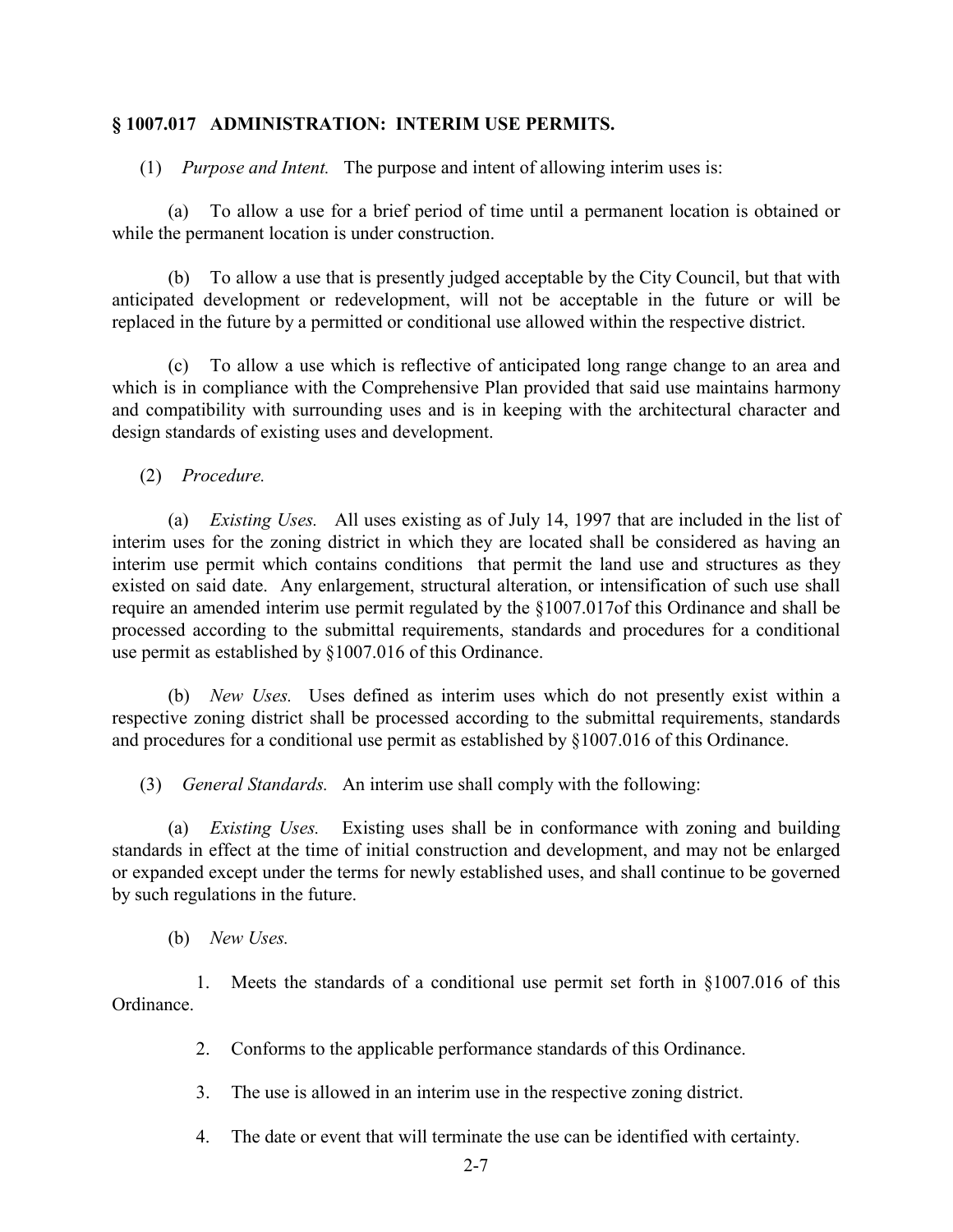**§ 1007.017 ADMINISTRATION: INTERIM USE PERMITS.**

(1) *Purpose and Intent.* The purpose and intent of allowing interim uses is:

(a) To allow a use for a brief period of time until a permanent location is obtained or while the permanent location is under construction.

(b) To allow a use that is presently judged acceptable by the City Council, but that with anticipated development or redevelopment, will not be acceptable in the future or will be replaced in the future by a permitted or conditional use allowed within the respective district.

(c) To allow a use which is reflective of anticipated long range change to an area and which is in compliance with the Comprehensive Plan provided that said use maintains harmony and compatibility with surrounding uses and is in keeping with the architectural character and design standards of existing uses and development.

(2) *Procedure.*

(a) *Existing Uses.* All uses existing as of July 14, 1997 that are included in the list of interim uses for the zoning district in which they are located shall be considered as having an interim use permit which contains conditions that permit the land use and structures as they existed on said date. Any enlargement, structural alteration, or intensification of such use shall require an amended interim use permit regulated by the §1007.017of this Ordinance and shall be processed according to the submittal requirements, standards and procedures for a conditional use permit as established by §1007.016 of this Ordinance.

(b) *New Uses.* Uses defined as interim uses which do not presently exist within a respective zoning district shall be processed according to the submittal requirements, standards and procedures for a conditional use permit as established by §1007.016 of this Ordinance.

(3) *General Standards.* An interim use shall comply with the following:

(a) *Existing Uses.* Existing uses shall be in conformance with zoning and building standards in effect at the time of initial construction and development, and may not be enlarged or expanded except under the terms for newly established uses, and shall continue to be governed by such regulations in the future.

(b) *New Uses.*

1. Meets the standards of a conditional use permit set forth in §1007.016 of this Ordinance.

2. Conforms to the applicable performance standards of this Ordinance.

3. The use is allowed in an interim use in the respective zoning district.

4. The date or event that will terminate the use can be identified with certainty.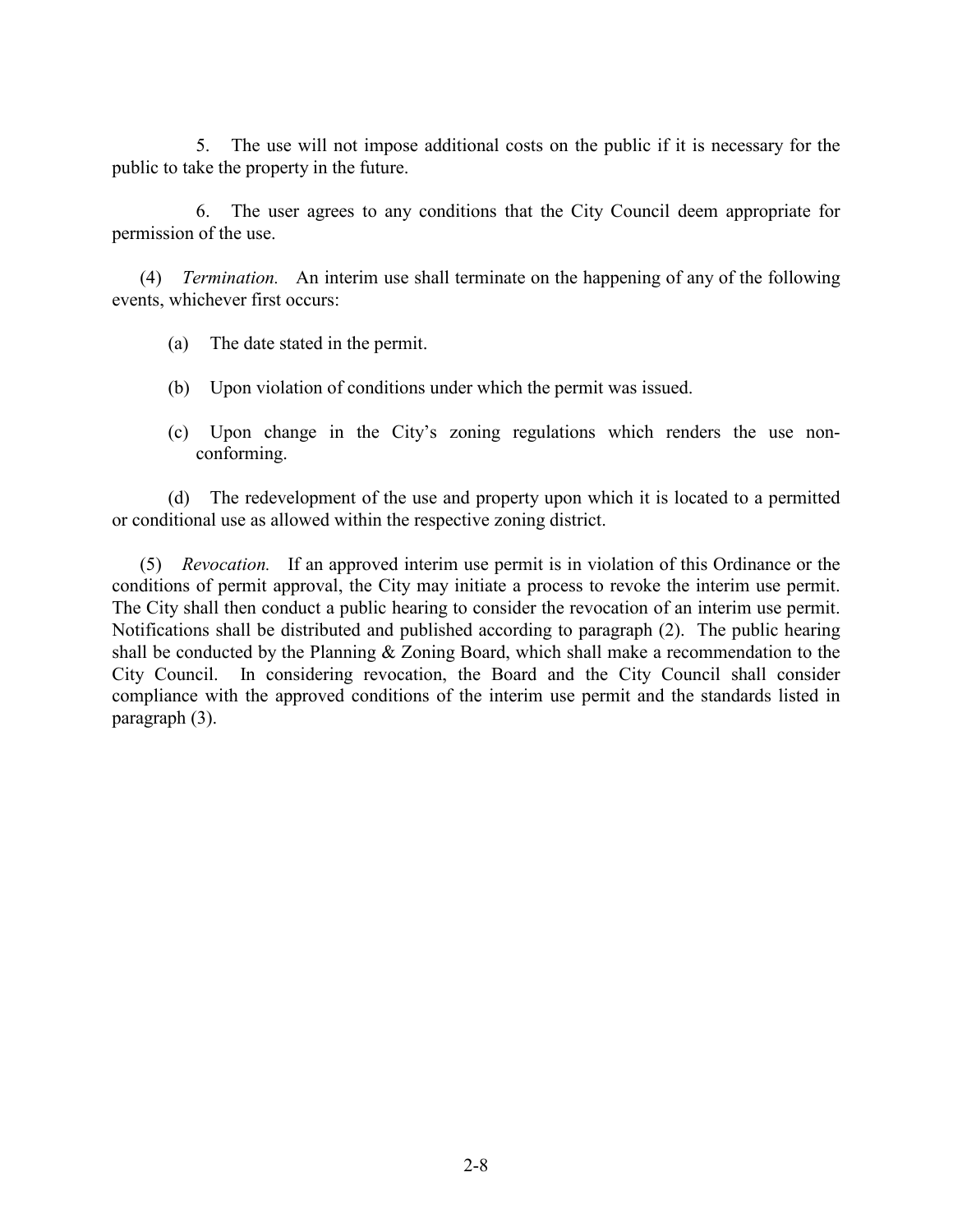5. The use will not impose additional costs on the public if it is necessary for the public to take the property in the future.

6. The user agrees to any conditions that the City Council deem appropriate for permission of the use.

(4) *Termination.* An interim use shall terminate on the happening of any of the following events, whichever first occurs:

(a) The date stated in the permit.

(b) Upon violation of conditions under which the permit was issued.

(c) Upon change in the City's zoning regulations which renders the use non-conforming.

(d) The redevelopment of the use and property upon which it is located to a permitted or conditional use as allowed within the respective zoning district.

(5) *Revocation.* If an approved interim use permit is in violation of this Ordinance or the conditions of permit approval, the City may initiate a process to revoke the interim use permit. The City shall then conduct a public hearing to consider the revocation of an interim use permit. Notifications shall be distributed and published according to paragraph (2). The public hearing shall be conducted by the Planning & Zoning Board, which shall make a recommendation to the City Council. In considering revocation, the Board and the City Council shall consider compliance with the approved conditions of the interim use permit and the standards listed in paragraph (3).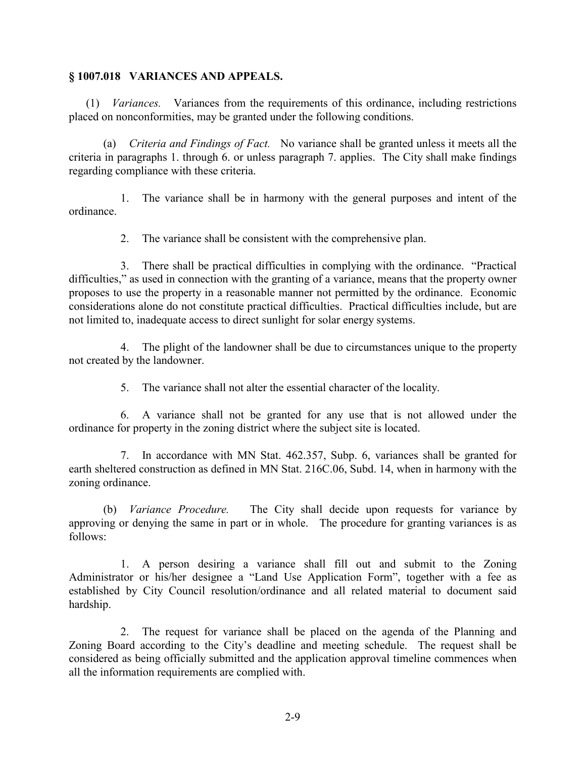## § 1007.018 VARIANCES AND APPEALS.

(1) *Variances.* Variances from the requirements of this ordinance, including restrictions placed on nonconformities, may be granted under the following conditions.

(a) *Criteria and Findings of Fact.* No variance shall be granted unless it meets all the criteria in paragraphs 1. through 6. or unless paragraph 7. applies. The City shall make findings regarding compliance with these criteria.

1. The variance shall be in harmony with the general purposes and intent of the ordinance.

2. The variance shall be consistent with the comprehensive plan.

3. There shall be practical difficulties in complying with the ordinance. "Practical difficulties," as used in connection with the granting of a variance, means that the property owner proposes to use the property in a reasonable manner not permitted by the ordinance. Economic considerations alone do not constitute practical difficulties. Practical difficulties include, but are not limited to, inadequate access to direct sunlight for solar energy systems.

4. The plight of the landowner shall be due to circumstances unique to the property not created by the landowner.

5. The variance shall not alter the essential character of the locality.

6. A variance shall not be granted for any use that is not allowed under the ordinance for property in the zoning district where the subject site is located.

7. In accordance with MN Stat. 462.357, Subp. 6, variances shall be granted for earth sheltered construction as defined in MN Stat. 216C.06, Subd. 14, when in harmony with the zoning ordinance.

(b) *Variance Procedure.* The City shall decide upon requests for variance by approving or denying the same in part or in whole. The procedure for granting variances is as follows:

1. A person desiring a variance shall fill out and submit to the Zoning Administrator or his/her designee a "Land Use Application Form", together with a fee as established by City Council resolution/ordinance and all related material to document said hardship.

2. The request for variance shall be placed on the agenda of the Planning and Zoning Board according to the City's deadline and meeting schedule. The request shall be considered as being officially submitted and the application approval timeline commences when all the information requirements are complied with.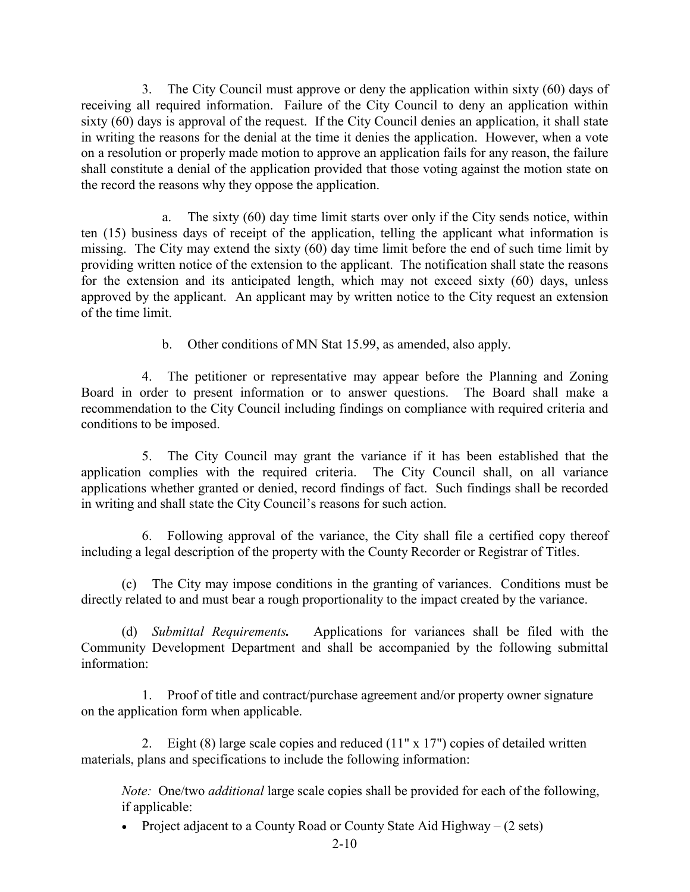3. The City Council must approve or deny the application within sixty (60) days of receiving all required information. Failure of the City Council to deny an application within sixty (60) days is approval of the request. If the City Council denies an application, it shall state in writing the reasons for the denial at the time it denies the application. However, when a vote on a resolution or properly made motion to approve an application fails for any reason, the failure shall constitute a denial of the application provided that those voting against the motion state on the record the reasons why they oppose the application.

a. The sixty (60) day time limit starts over only if the City sends notice, within ten (15) business days of receipt of the application, telling the applicant what information is missing. The City may extend the sixty (60) day time limit before the end of such time limit by providing written notice of the extension to the applicant. The notification shall state the reasons for the extension and its anticipated length, which may not exceed sixty (60) days, unless approved by the applicant. An applicant may by written notice to the City request an extension of the time limit.

b. Other conditions of MN Stat 15.99, as amended, also apply.

4. The petitioner or representative may appear before the Planning and Zoning Board in order to present information or to answer questions. The Board shall make a recommendation to the City Council including findings on compliance with required criteria and conditions to be imposed.

5. The City Council may grant the variance if it has been established that the application complies with the required criteria. The City Council shall, on all variance applications whether granted or denied, record findings of fact. Such findings shall be recorded in writing and shall state the City Council's reasons for such action.

6. Following approval of the variance, the City shall file a certified copy thereof including a legal description of the property with the County Recorder or Registrar of Titles.

(c) The City may impose conditions in the granting of variances. Conditions must be directly related to and must bear a rough proportionality to the impact created by the variance.

(d) *Submittal Requirements.* Applications for variances shall be filed with the Community Development Department and shall be accompanied by the following submittal information:

1. Proof of title and contract/purchase agreement and/or property owner signature on the application form when applicable.

2. Eight (8) large scale copies and reduced (11" x 17") copies of detailed written materials, plans and specifications to include the following information:

*Note:* One/two *additional* large scale copies shall be provided for each of the following, if applicable:

- Project adjacent to a County Road or County State Aid Highway – (2 sets)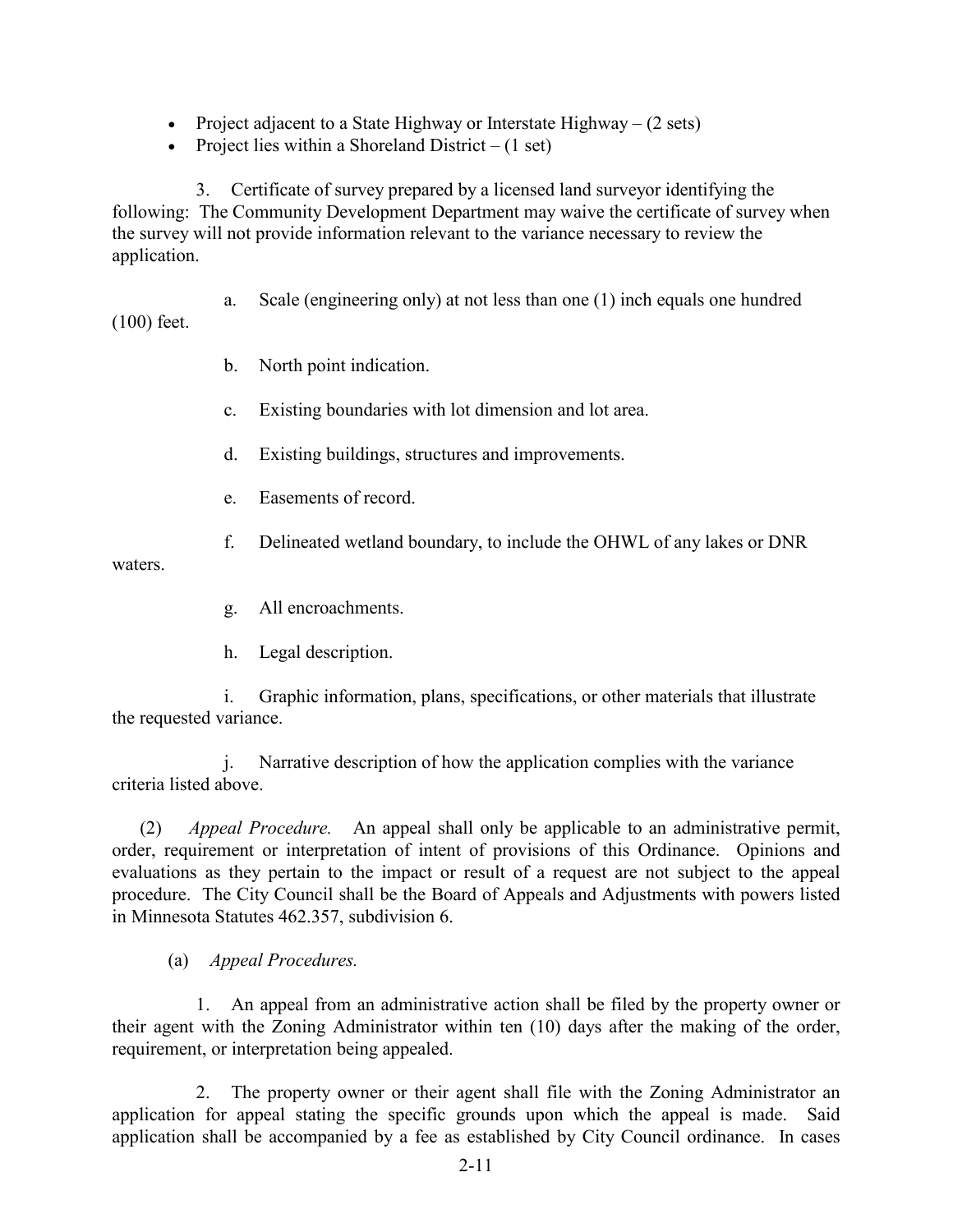- Project adjacent to a State Highway or Interstate Highway – (2 sets)
- Project lies within a Shoreland District – (1 set)

3. Certificate of survey prepared by a licensed land surveyor identifying the following: The Community Development Department may waive the certificate of survey when the survey will not provide information relevant to the variance necessary to review the application.

a. Scale (engineering only) at not less than one (1) inch equals one hundred (100) feet.

b. North point indication.

c. Existing boundaries with lot dimension and lot area.

d. Existing buildings, structures and improvements.

e. Easements of record.

f. Delineated wetland boundary, to include the OHWL of any lakes or DNR waters.

g. All encroachments.

h. Legal description.

i. Graphic information, plans, specifications, or other materials that illustrate the requested variance.

j. Narrative description of how the application complies with the variance criteria listed above.

(2) *Appeal Procedure.* An appeal shall only be applicable to an administrative permit, order, requirement or interpretation of intent of provisions of this Ordinance. Opinions and evaluations as they pertain to the impact or result of a request are not subject to the appeal procedure. The City Council shall be the Board of Appeals and Adjustments with powers listed in Minnesota Statutes 462.357, subdivision 6.

(a) *Appeal Procedures.*

1. An appeal from an administrative action shall be filed by the property owner or their agent with the Zoning Administrator within ten (10) days after the making of the order, requirement, or interpretation being appealed.

2. The property owner or their agent shall file with the Zoning Administrator an application for appeal stating the specific grounds upon which the appeal is made. Said application shall be accompanied by a fee as established by City Council ordinance. In cases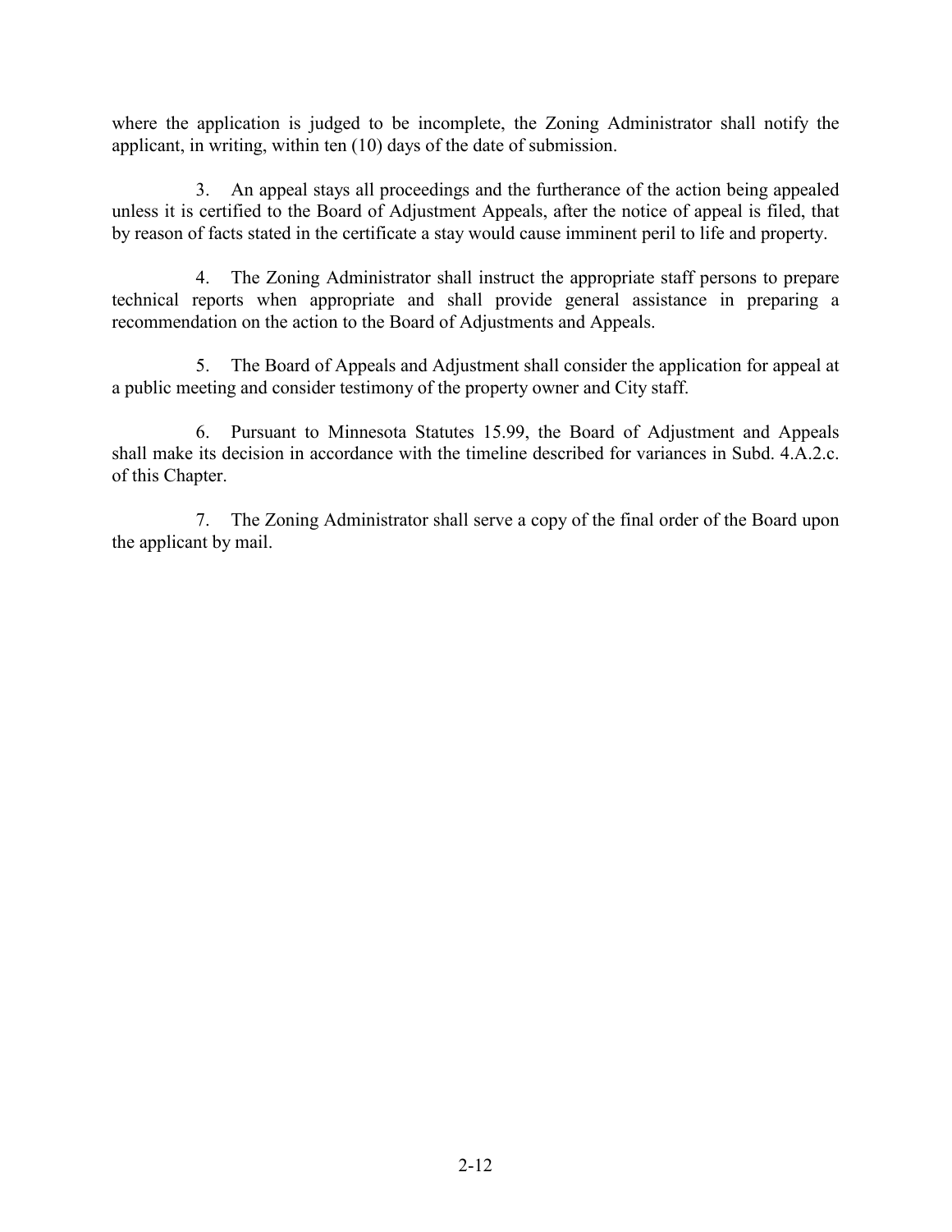where the application is judged to be incomplete, the Zoning Administrator shall notify the applicant, in writing, within ten (10) days of the date of submission.

3. An appeal stays all proceedings and the furtherance of the action being appealed unless it is certified to the Board of Adjustment Appeals, after the notice of appeal is filed, that by reason of facts stated in the certificate a stay would cause imminent peril to life and property.

4. The Zoning Administrator shall instruct the appropriate staff persons to prepare technical reports when appropriate and shall provide general assistance in preparing a recommendation on the action to the Board of Adjustments and Appeals.

5. The Board of Appeals and Adjustment shall consider the application for appeal at a public meeting and consider testimony of the property owner and City staff.

6. Pursuant to Minnesota Statutes 15.99, the Board of Adjustment and Appeals shall make its decision in accordance with the timeline described for variances in Subd. 4.A.2.c. of this Chapter.

7. The Zoning Administrator shall serve a copy of the final order of the Board upon the applicant by mail.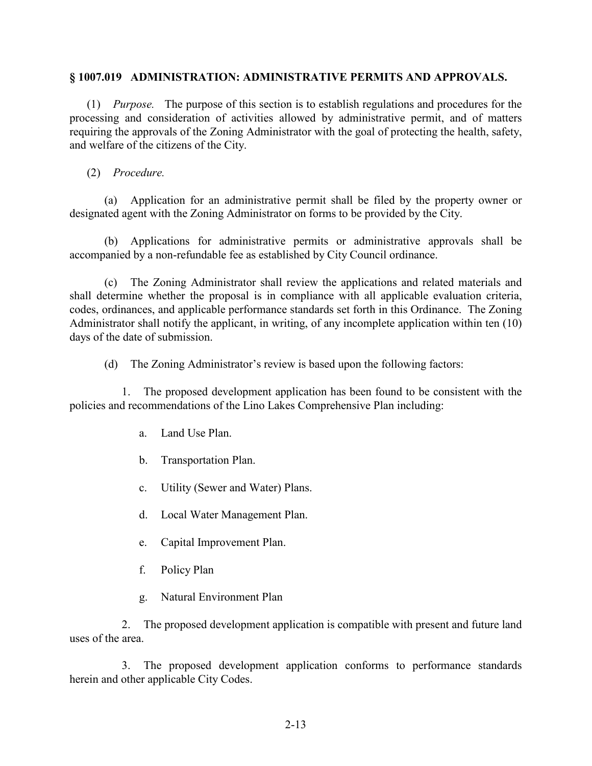## § 1007.019 ADMINISTRATION: ADMINISTRATIVE PERMITS AND APPROVALS.

(1) *Purpose.* The purpose of this section is to establish regulations and procedures for the processing and consideration of activities allowed by administrative permit, and of matters requiring the approvals of the Zoning Administrator with the goal of protecting the health, safety, and welfare of the citizens of the City.

(2) *Procedure.*

(a) Application for an administrative permit shall be filed by the property owner or designated agent with the Zoning Administrator on forms to be provided by the City.

(b) Applications for administrative permits or administrative approvals shall be accompanied by a non-refundable fee as established by City Council ordinance.

(c) The Zoning Administrator shall review the applications and related materials and shall determine whether the proposal is in compliance with all applicable evaluation criteria, codes, ordinances, and applicable performance standards set forth in this Ordinance. The Zoning Administrator shall notify the applicant, in writing, of any incomplete application within ten (10) days of the date of submission.

(d) The Zoning Administrator's review is based upon the following factors:

1. The proposed development application has been found to be consistent with the policies and recommendations of the Lino Lakes Comprehensive Plan including:

a. Land Use Plan.

b. Transportation Plan.

c. Utility (Sewer and Water) Plans.

d. Local Water Management Plan.

e. Capital Improvement Plan.

f. Policy Plan

g. Natural Environment Plan

2. The proposed development application is compatible with present and future land uses of the area.

3. The proposed development application conforms to performance standards herein and other applicable City Codes.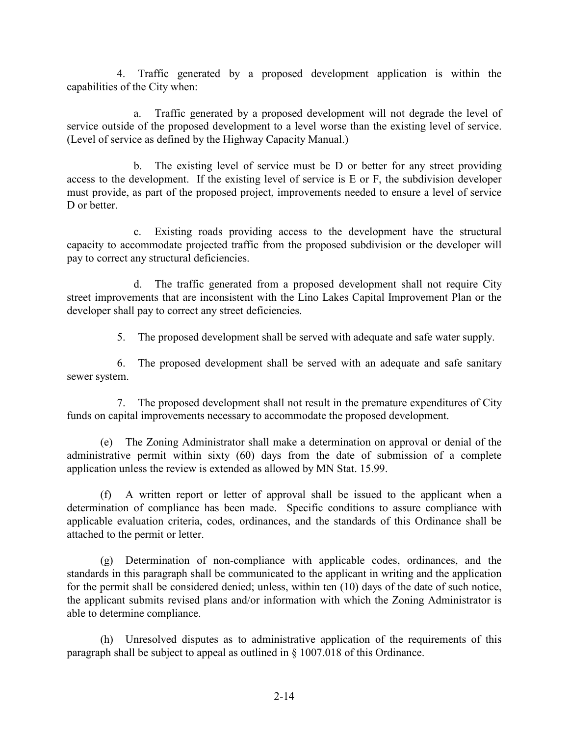4. Traffic generated by a proposed development application is within the capabilities of the City when:

a. Traffic generated by a proposed development will not degrade the level of service outside of the proposed development to a level worse than the existing level of service. (Level of service as defined by the Highway Capacity Manual.)

b. The existing level of service must be D or better for any street providing access to the development. If the existing level of service is E or F, the subdivision developer must provide, as part of the proposed project, improvements needed to ensure a level of service D or better.

c. Existing roads providing access to the development have the structural capacity to accommodate projected traffic from the proposed subdivision or the developer will pay to correct any structural deficiencies.

d. The traffic generated from a proposed development shall not require City street improvements that are inconsistent with the Lino Lakes Capital Improvement Plan or the developer shall pay to correct any street deficiencies.

5. The proposed development shall be served with adequate and safe water supply.

6. The proposed development shall be served with an adequate and safe sanitary sewer system.

7. The proposed development shall not result in the premature expenditures of City funds on capital improvements necessary to accommodate the proposed development.

(e) The Zoning Administrator shall make a determination on approval or denial of the administrative permit within sixty (60) days from the date of submission of a complete application unless the review is extended as allowed by MN Stat. 15.99.

(f) A written report or letter of approval shall be issued to the applicant when a determination of compliance has been made. Specific conditions to assure compliance with applicable evaluation criteria, codes, ordinances, and the standards of this Ordinance shall be attached to the permit or letter.

(g) Determination of non-compliance with applicable codes, ordinances, and the standards in this paragraph shall be communicated to the applicant in writing and the application for the permit shall be considered denied; unless, within ten (10) days of the date of such notice, the applicant submits revised plans and/or information with which the Zoning Administrator is able to determine compliance.

(h) Unresolved disputes as to administrative application of the requirements of this paragraph shall be subject to appeal as outlined in § 1007.018 of this Ordinance.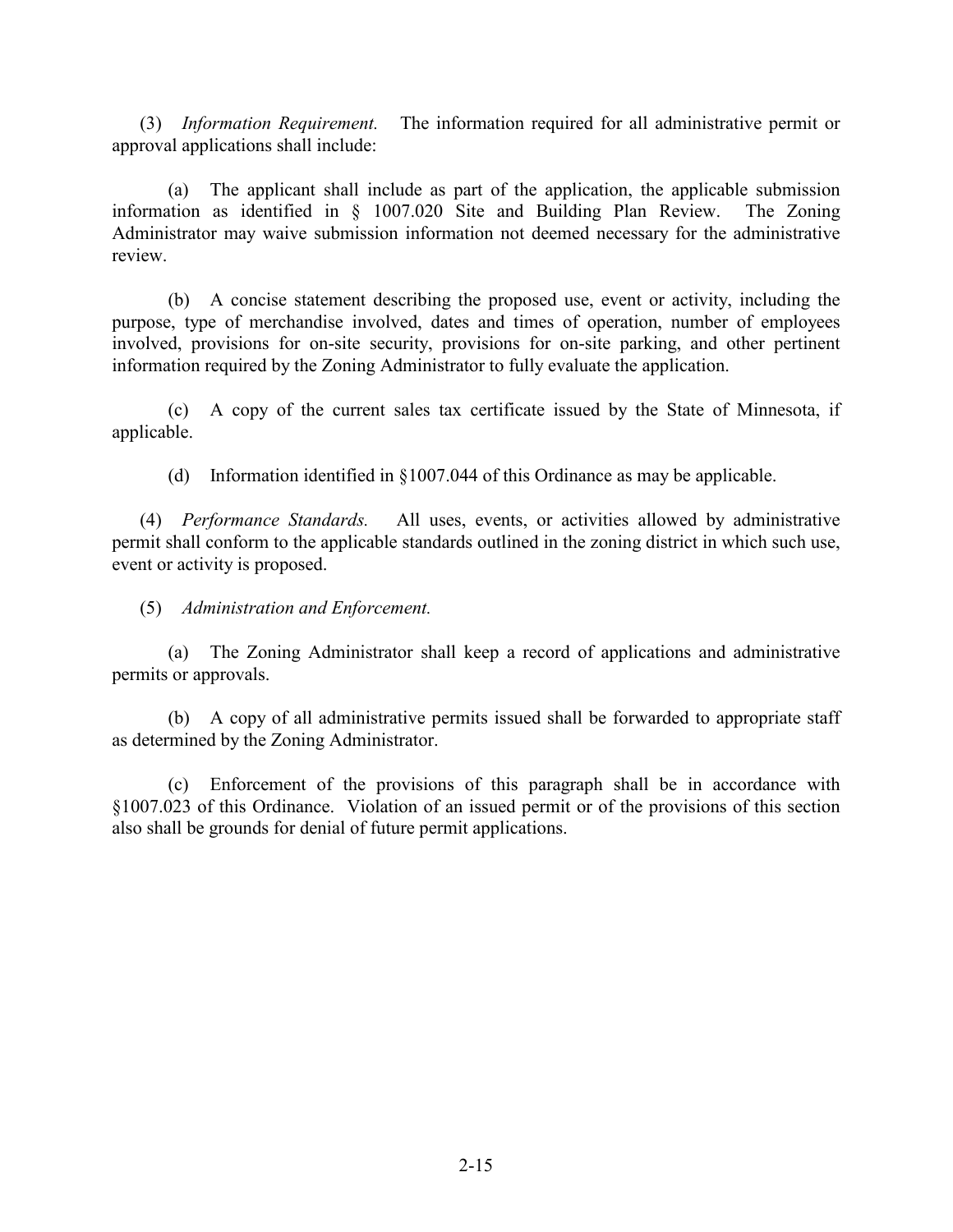(3) *Information Requirement.* The information required for all administrative permit or approval applications shall include:

(a) The applicant shall include as part of the application, the applicable submission information as identified in § 1007.020 Site and Building Plan Review. The Zoning Administrator may waive submission information not deemed necessary for the administrative review.

(b) A concise statement describing the proposed use, event or activity, including the purpose, type of merchandise involved, dates and times of operation, number of employees involved, provisions for on-site security, provisions for on-site parking, and other pertinent information required by the Zoning Administrator to fully evaluate the application.

(c) A copy of the current sales tax certificate issued by the State of Minnesota, if applicable.

(d) Information identified in §1007.044 of this Ordinance as may be applicable.

(4) *Performance Standards.* All uses, events, or activities allowed by administrative permit shall conform to the applicable standards outlined in the zoning district in which such use, event or activity is proposed.

(5) *Administration and Enforcement.*

(a) The Zoning Administrator shall keep a record of applications and administrative permits or approvals.

(b) A copy of all administrative permits issued shall be forwarded to appropriate staff as determined by the Zoning Administrator.

(c) Enforcement of the provisions of this paragraph shall be in accordance with §1007.023 of this Ordinance. Violation of an issued permit or of the provisions of this section also shall be grounds for denial of future permit applications.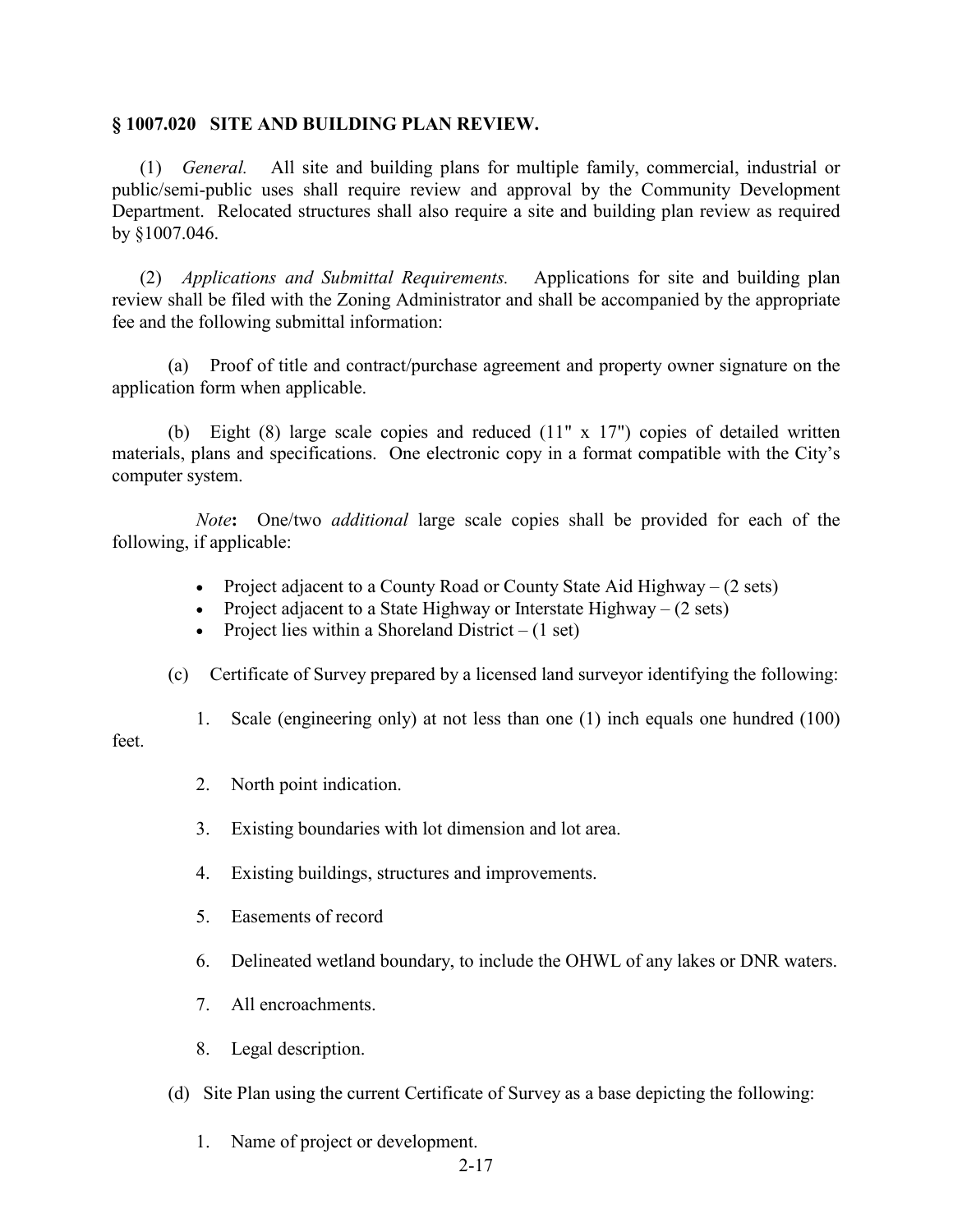## § 1007.020 SITE AND BUILDING PLAN REVIEW.

(1) *General.* All site and building plans for multiple family, commercial, industrial or public/semi-public uses shall require review and approval by the Community Development Department. Relocated structures shall also require a site and building plan review as required by §1007.046.

(2) *Applications and Submittal Requirements.* Applications for site and building plan review shall be filed with the Zoning Administrator and shall be accompanied by the appropriate fee and the following submittal information:

(a) Proof of title and contract/purchase agreement and property owner signature on the application form when applicable.

(b) Eight (8) large scale copies and reduced (11" x 17") copies of detailed written materials, plans and specifications. One electronic copy in a format compatible with the City's computer system.

*Note*: One/two *additional* large scale copies shall be provided for each of the following, if applicable:

- Project adjacent to a County Road or County State Aid Highway – (2 sets)
- Project adjacent to a State Highway or Interstate Highway – (2 sets)
- Project lies within a Shoreland District – (1 set)

(c) Certificate of Survey prepared by a licensed land surveyor identifying the following:

1. Scale (engineering only) at not less than one (1) inch equals one hundred (100) feet.
2. North point indication.
3. Existing boundaries with lot dimension and lot area.
4. Existing buildings, structures and improvements.
5. Easements of record
6. Delineated wetland boundary, to include the OHWL of any lakes or DNR waters.
7. All encroachments.
8. Legal description.

(d) Site Plan using the current Certificate of Survey as a base depicting the following:

1. Name of project or development.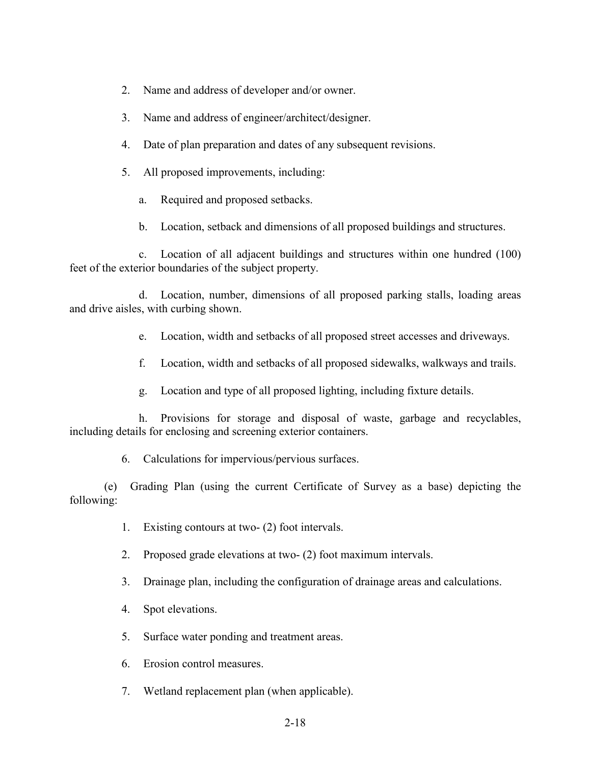2. Name and address of developer and/or owner.

3. Name and address of engineer/architect/designer.

4. Date of plan preparation and dates of any subsequent revisions.

5. All proposed improvements, including:

   a. Required and proposed setbacks.

   b. Location, setback and dimensions of all proposed buildings and structures.

   c. Location of all adjacent buildings and structures within one hundred (100) feet of the exterior boundaries of the subject property.

   d. Location, number, dimensions of all proposed parking stalls, loading areas and drive aisles, with curbing shown.

   e. Location, width and setbacks of all proposed street accesses and driveways.

   f. Location, width and setbacks of all proposed sidewalks, walkways and trails.

   g. Location and type of all proposed lighting, including fixture details.

   h. Provisions for storage and disposal of waste, garbage and recyclables, including details for enclosing and screening exterior containers.

6. Calculations for impervious/pervious surfaces.

(e) Grading Plan (using the current Certificate of Survey as a base) depicting the following:

1. Existing contours at two- (2) foot intervals.

2. Proposed grade elevations at two- (2) foot maximum intervals.

3. Drainage plan, including the configuration of drainage areas and calculations.

4. Spot elevations.

5. Surface water ponding and treatment areas.

6. Erosion control measures.

7. Wetland replacement plan (when applicable).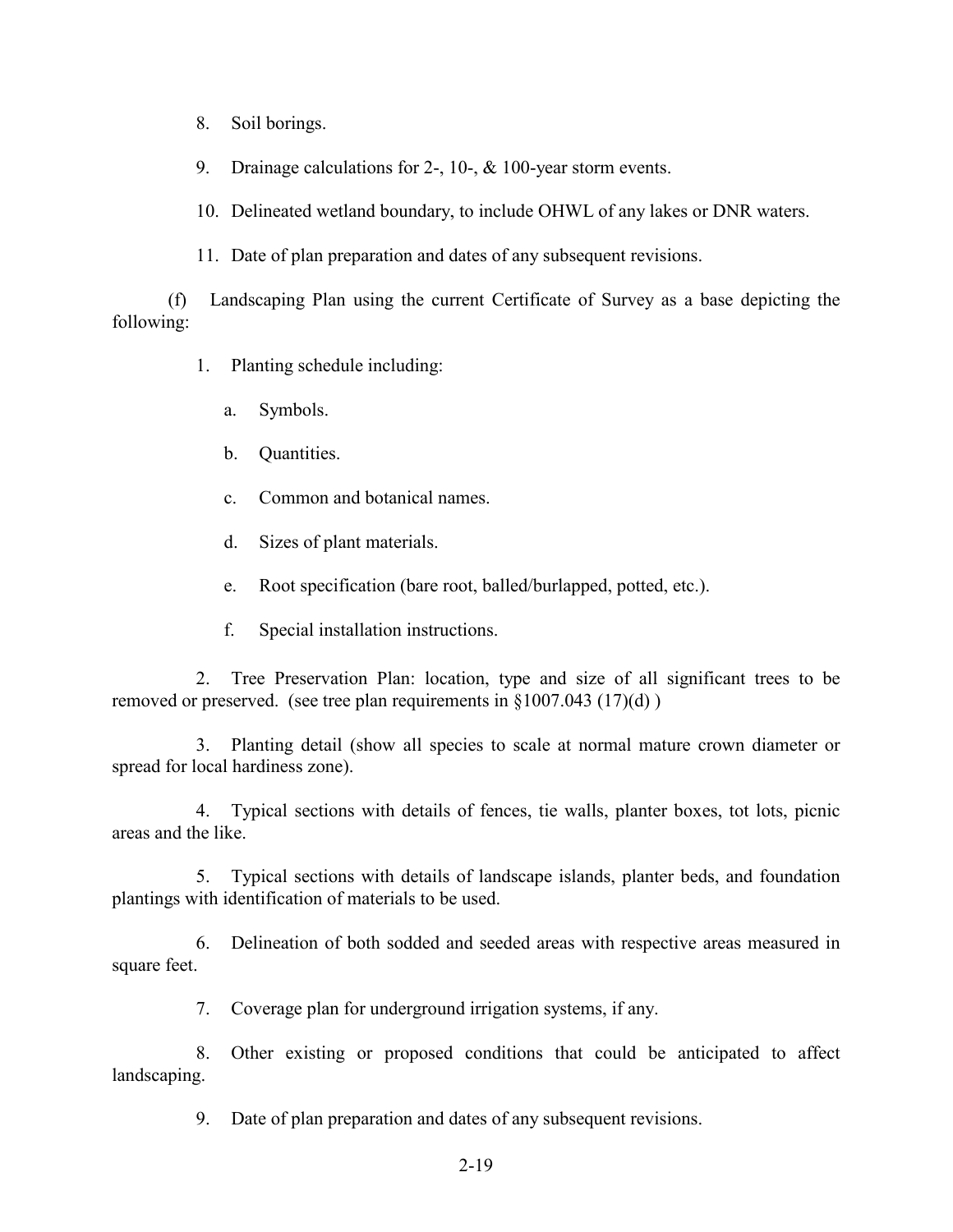8. Soil borings.

9. Drainage calculations for 2-, 10-, & 100-year storm events.

10. Delineated wetland boundary, to include OHWL of any lakes or DNR waters.

11. Date of plan preparation and dates of any subsequent revisions.

(f) Landscaping Plan using the current Certificate of Survey as a base depicting the following:

1. Planting schedule including:

   a. Symbols.

   b. Quantities.

   c. Common and botanical names.

   d. Sizes of plant materials.

   e. Root specification (bare root, balled/burlapped, potted, etc.).

   f. Special installation instructions.

2. Tree Preservation Plan: location, type and size of all significant trees to be removed or preserved. (see tree plan requirements in §1007.043 (17)(d) )

3. Planting detail (show all species to scale at normal mature crown diameter or spread for local hardiness zone).

4. Typical sections with details of fences, tie walls, planter boxes, tot lots, picnic areas and the like.

5. Typical sections with details of landscape islands, planter beds, and foundation plantings with identification of materials to be used.

6. Delineation of both sodded and seeded areas with respective areas measured in square feet.

7. Coverage plan for underground irrigation systems, if any.

8. Other existing or proposed conditions that could be anticipated to affect landscaping.

9. Date of plan preparation and dates of any subsequent revisions.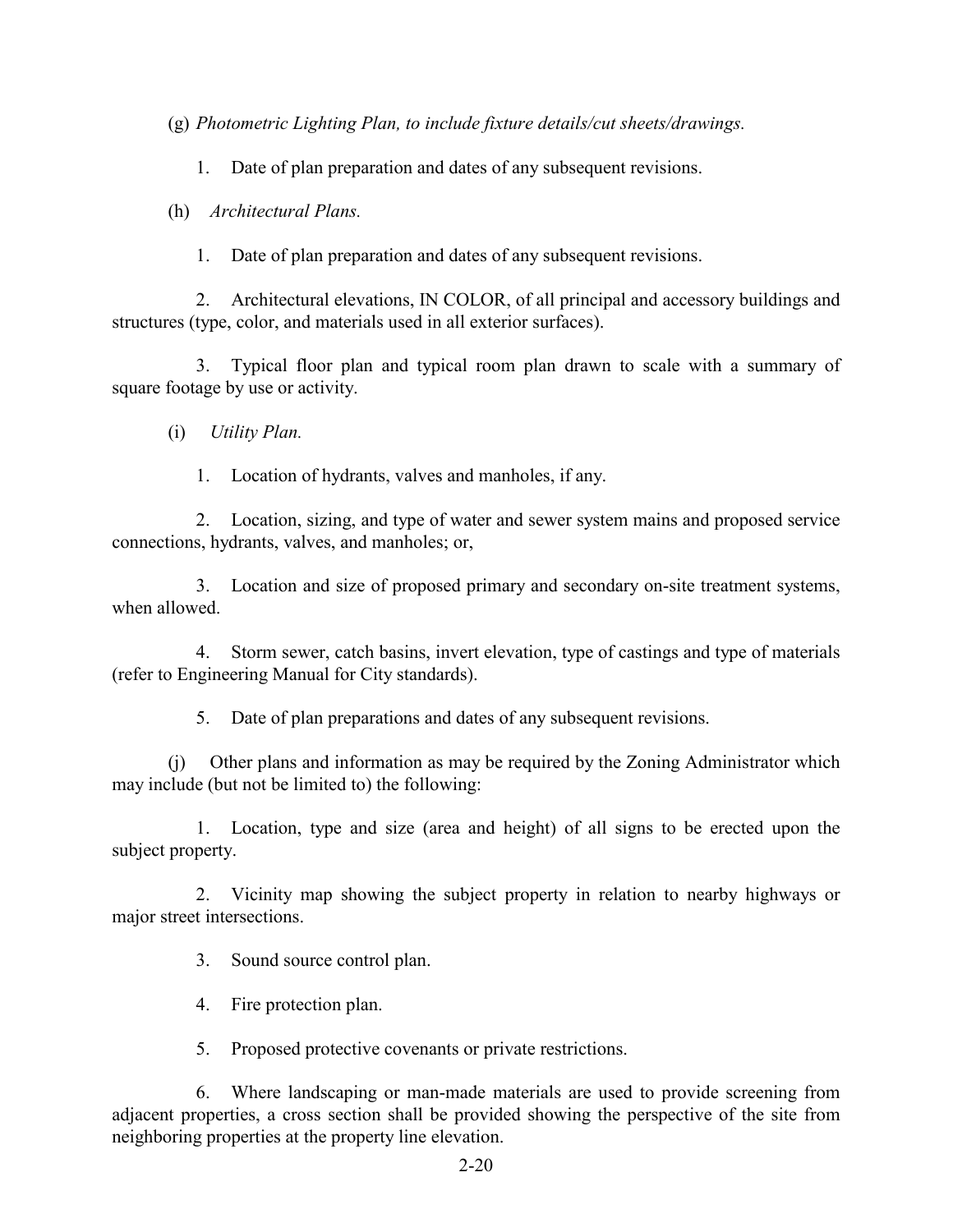(g) *Photometric Lighting Plan, to include fixture details/cut sheets/drawings.*

1. Date of plan preparation and dates of any subsequent revisions.

(h) *Architectural Plans.*

1. Date of plan preparation and dates of any subsequent revisions.

2. Architectural elevations, IN COLOR, of all principal and accessory buildings and structures (type, color, and materials used in all exterior surfaces).

3. Typical floor plan and typical room plan drawn to scale with a summary of square footage by use or activity.

(i) *Utility Plan.*

1. Location of hydrants, valves and manholes, if any.

2. Location, sizing, and type of water and sewer system mains and proposed service connections, hydrants, valves, and manholes; or,

3. Location and size of proposed primary and secondary on-site treatment systems, when allowed.

4. Storm sewer, catch basins, invert elevation, type of castings and type of materials (refer to Engineering Manual for City standards).

5. Date of plan preparations and dates of any subsequent revisions.

(j) Other plans and information as may be required by the Zoning Administrator which may include (but not be limited to) the following:

1. Location, type and size (area and height) of all signs to be erected upon the subject property.

2. Vicinity map showing the subject property in relation to nearby highways or major street intersections.

3. Sound source control plan.

4. Fire protection plan.

5. Proposed protective covenants or private restrictions.

6. Where landscaping or man-made materials are used to provide screening from adjacent properties, a cross section shall be provided showing the perspective of the site from neighboring properties at the property line elevation.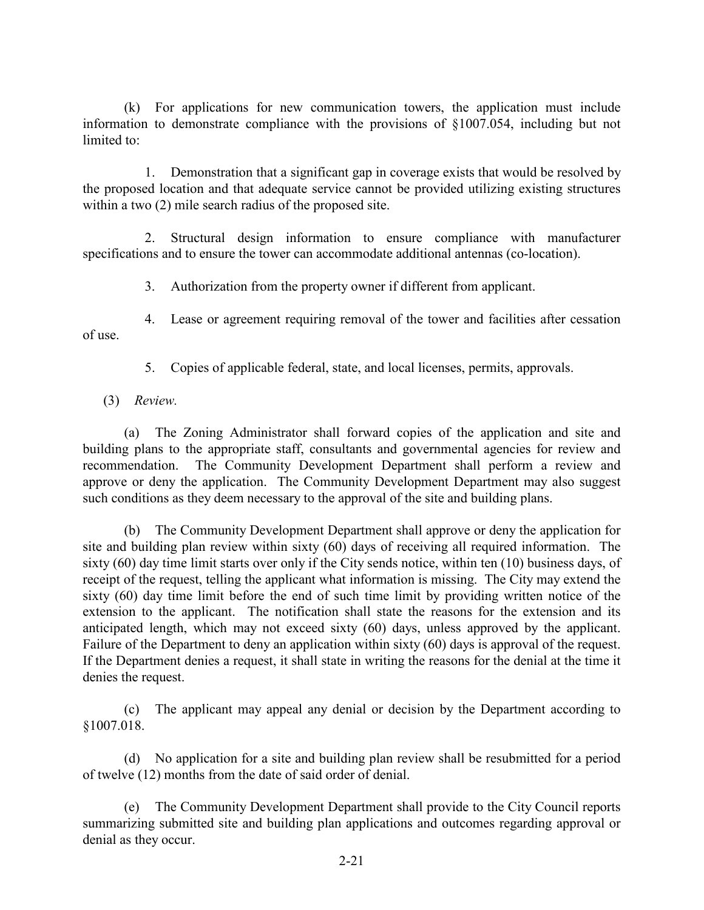(k) For applications for new communication towers, the application must include information to demonstrate compliance with the provisions of §1007.054, including but not limited to:

1. Demonstration that a significant gap in coverage exists that would be resolved by the proposed location and that adequate service cannot be provided utilizing existing structures within a two (2) mile search radius of the proposed site.

2. Structural design information to ensure compliance with manufacturer specifications and to ensure the tower can accommodate additional antennas (co-location).

3. Authorization from the property owner if different from applicant.

4. Lease or agreement requiring removal of the tower and facilities after cessation of use.

5. Copies of applicable federal, state, and local licenses, permits, approvals.

(3) *Review.*

(a) The Zoning Administrator shall forward copies of the application and site and building plans to the appropriate staff, consultants and governmental agencies for review and recommendation. The Community Development Department shall perform a review and approve or deny the application. The Community Development Department may also suggest such conditions as they deem necessary to the approval of the site and building plans.

(b) The Community Development Department shall approve or deny the application for site and building plan review within sixty (60) days of receiving all required information. The sixty (60) day time limit starts over only if the City sends notice, within ten (10) business days, of receipt of the request, telling the applicant what information is missing. The City may extend the sixty (60) day time limit before the end of such time limit by providing written notice of the extension to the applicant. The notification shall state the reasons for the extension and its anticipated length, which may not exceed sixty (60) days, unless approved by the applicant. Failure of the Department to deny an application within sixty (60) days is approval of the request. If the Department denies a request, it shall state in writing the reasons for the denial at the time it denies the request.

(c) The applicant may appeal any denial or decision by the Department according to §1007.018.

(d) No application for a site and building plan review shall be resubmitted for a period of twelve (12) months from the date of said order of denial.

(e) The Community Development Department shall provide to the City Council reports summarizing submitted site and building plan applications and outcomes regarding approval or denial as they occur.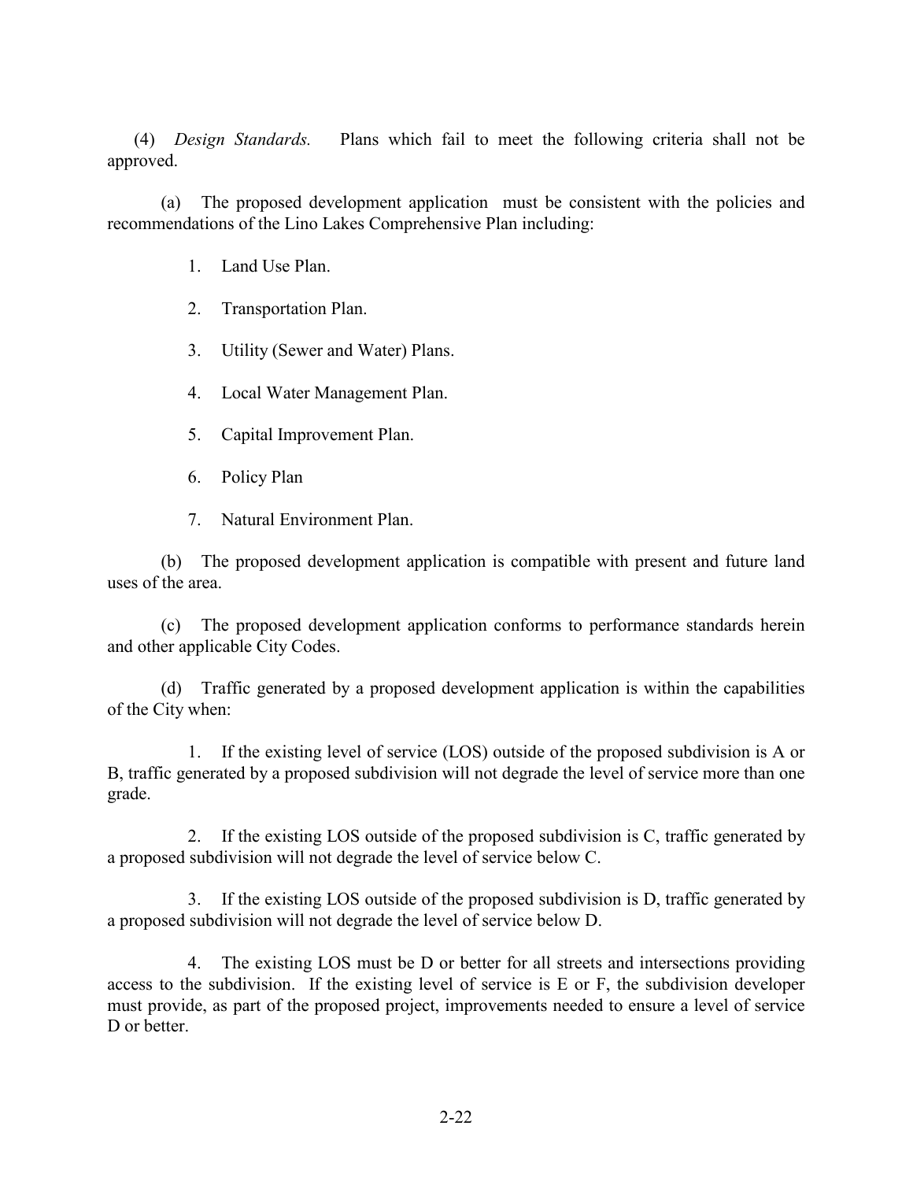(4) *Design Standards.* Plans which fail to meet the following criteria shall not be approved.

(a) The proposed development application must be consistent with the policies and recommendations of the Lino Lakes Comprehensive Plan including:

1. Land Use Plan.

2. Transportation Plan.

3. Utility (Sewer and Water) Plans.

4. Local Water Management Plan.

5. Capital Improvement Plan.

6. Policy Plan

7. Natural Environment Plan.

(b) The proposed development application is compatible with present and future land uses of the area.

(c) The proposed development application conforms to performance standards herein and other applicable City Codes.

(d) Traffic generated by a proposed development application is within the capabilities of the City when:

1. If the existing level of service (LOS) outside of the proposed subdivision is A or B, traffic generated by a proposed subdivision will not degrade the level of service more than one grade.

2. If the existing LOS outside of the proposed subdivision is C, traffic generated by a proposed subdivision will not degrade the level of service below C.

3. If the existing LOS outside of the proposed subdivision is D, traffic generated by a proposed subdivision will not degrade the level of service below D.

4. The existing LOS must be D or better for all streets and intersections providing access to the subdivision. If the existing level of service is E or F, the subdivision developer must provide, as part of the proposed project, improvements needed to ensure a level of service D or better.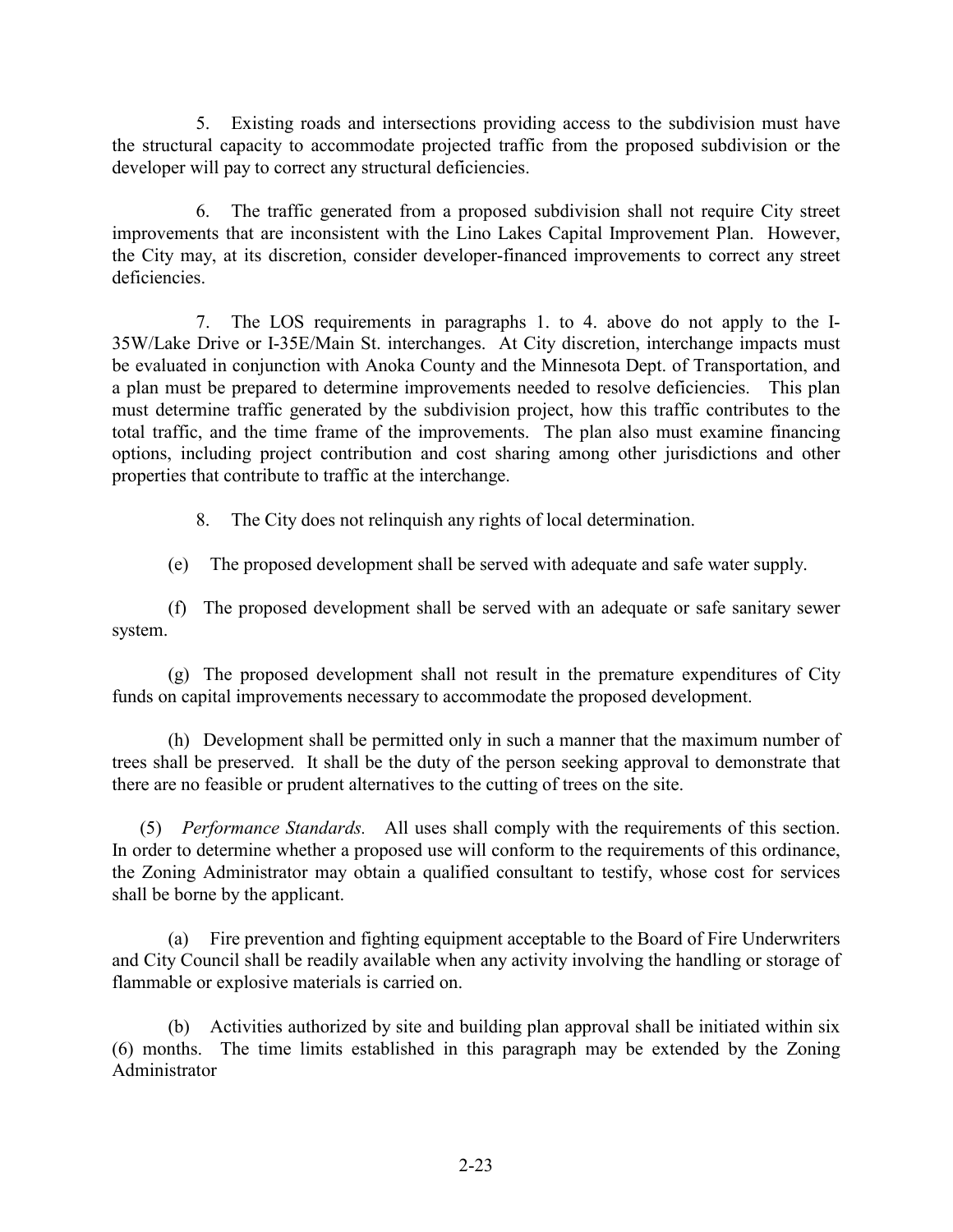5. Existing roads and intersections providing access to the subdivision must have the structural capacity to accommodate projected traffic from the proposed subdivision or the developer will pay to correct any structural deficiencies.

6. The traffic generated from a proposed subdivision shall not require City street improvements that are inconsistent with the Lino Lakes Capital Improvement Plan. However, the City may, at its discretion, consider developer-financed improvements to correct any street deficiencies.

7. The LOS requirements in paragraphs 1. to 4. above do not apply to the I-35W/Lake Drive or I-35E/Main St. interchanges. At City discretion, interchange impacts must be evaluated in conjunction with Anoka County and the Minnesota Dept. of Transportation, and a plan must be prepared to determine improvements needed to resolve deficiencies. This plan must determine traffic generated by the subdivision project, how this traffic contributes to the total traffic, and the time frame of the improvements. The plan also must examine financing options, including project contribution and cost sharing among other jurisdictions and other properties that contribute to traffic at the interchange.

8. The City does not relinquish any rights of local determination.

(e) The proposed development shall be served with adequate and safe water supply.

(f) The proposed development shall be served with an adequate or safe sanitary sewer system.

(g) The proposed development shall not result in the premature expenditures of City funds on capital improvements necessary to accommodate the proposed development.

(h) Development shall be permitted only in such a manner that the maximum number of trees shall be preserved. It shall be the duty of the person seeking approval to demonstrate that there are no feasible or prudent alternatives to the cutting of trees on the site.

(5) *Performance Standards.* All uses shall comply with the requirements of this section. In order to determine whether a proposed use will conform to the requirements of this ordinance, the Zoning Administrator may obtain a qualified consultant to testify, whose cost for services shall be borne by the applicant.

(a) Fire prevention and fighting equipment acceptable to the Board of Fire Underwriters and City Council shall be readily available when any activity involving the handling or storage of flammable or explosive materials is carried on.

(b) Activities authorized by site and building plan approval shall be initiated within six (6) months. The time limits established in this paragraph may be extended by the Zoning Administrator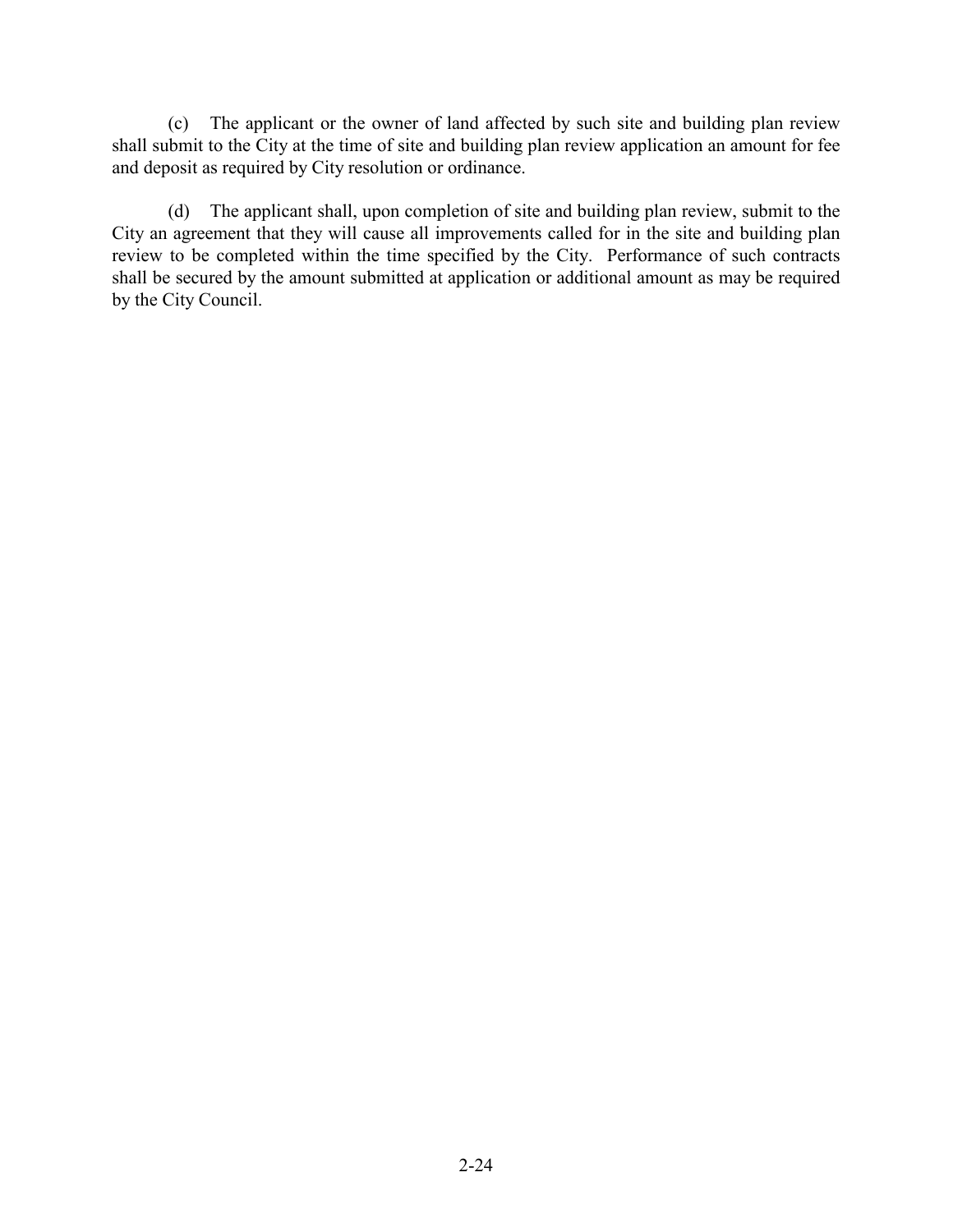(c) The applicant or the owner of land affected by such site and building plan review shall submit to the City at the time of site and building plan review application an amount for fee and deposit as required by City resolution or ordinance.

(d) The applicant shall, upon completion of site and building plan review, submit to the City an agreement that they will cause all improvements called for in the site and building plan review to be completed within the time specified by the City. Performance of such contracts shall be secured by the amount submitted at application or additional amount as may be required by the City Council.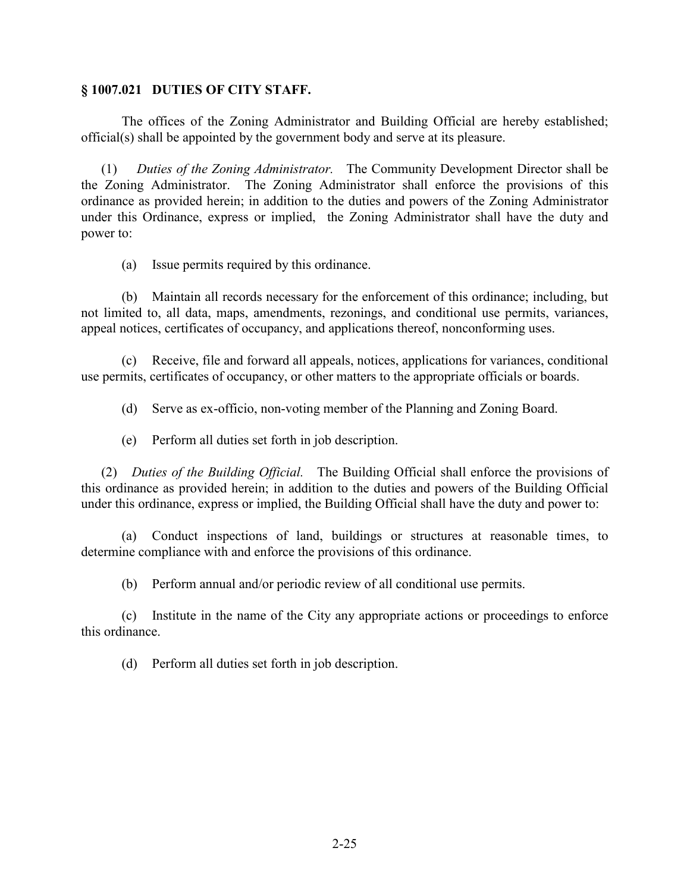## § 1007.021 DUTIES OF CITY STAFF.

The offices of the Zoning Administrator and Building Official are hereby established; official(s) shall be appointed by the government body and serve at its pleasure.

(1) *Duties of the Zoning Administrator.* The Community Development Director shall be the Zoning Administrator. The Zoning Administrator shall enforce the provisions of this ordinance as provided herein; in addition to the duties and powers of the Zoning Administrator under this Ordinance, express or implied, the Zoning Administrator shall have the duty and power to:

(a) Issue permits required by this ordinance.

(b) Maintain all records necessary for the enforcement of this ordinance; including, but not limited to, all data, maps, amendments, rezonings, and conditional use permits, variances, appeal notices, certificates of occupancy, and applications thereof, nonconforming uses.

(c) Receive, file and forward all appeals, notices, applications for variances, conditional use permits, certificates of occupancy, or other matters to the appropriate officials or boards.

(d) Serve as ex-officio, non-voting member of the Planning and Zoning Board.

(e) Perform all duties set forth in job description.

(2) *Duties of the Building Official.* The Building Official shall enforce the provisions of this ordinance as provided herein; in addition to the duties and powers of the Building Official under this ordinance, express or implied, the Building Official shall have the duty and power to:

(a) Conduct inspections of land, buildings or structures at reasonable times, to determine compliance with and enforce the provisions of this ordinance.

(b) Perform annual and/or periodic review of all conditional use permits.

(c) Institute in the name of the City any appropriate actions or proceedings to enforce this ordinance.

(d) Perform all duties set forth in job description.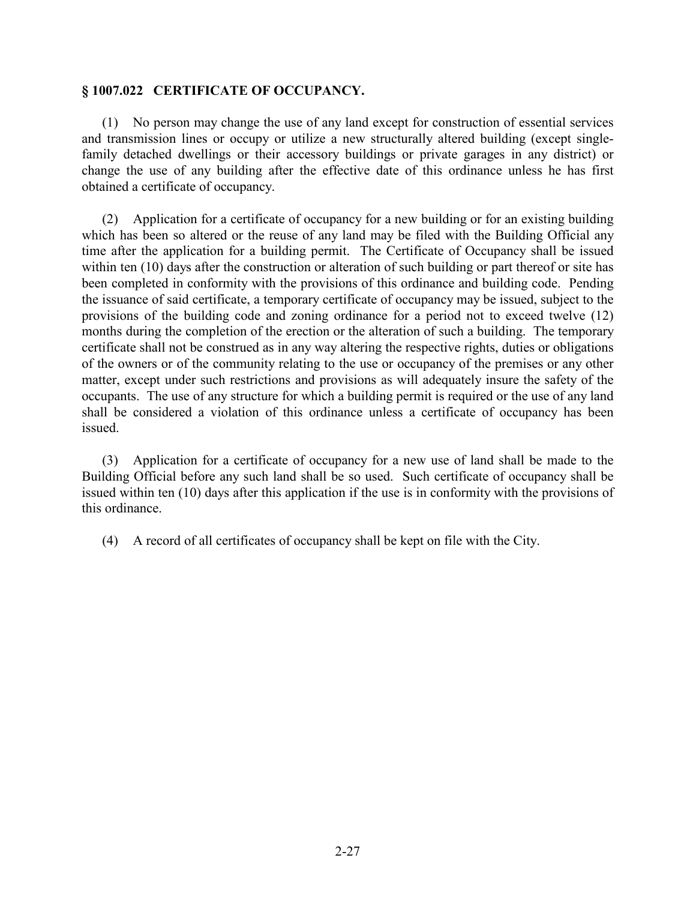## § 1007.022 CERTIFICATE OF OCCUPANCY.

(1) No person may change the use of any land except for construction of essential services and transmission lines or occupy or utilize a new structurally altered building (except single-family detached dwellings or their accessory buildings or private garages in any district) or change the use of any building after the effective date of this ordinance unless he has first obtained a certificate of occupancy.

(2) Application for a certificate of occupancy for a new building or for an existing building which has been so altered or the reuse of any land may be filed with the Building Official any time after the application for a building permit. The Certificate of Occupancy shall be issued within ten (10) days after the construction or alteration of such building or part thereof or site has been completed in conformity with the provisions of this ordinance and building code. Pending the issuance of said certificate, a temporary certificate of occupancy may be issued, subject to the provisions of the building code and zoning ordinance for a period not to exceed twelve (12) months during the completion of the erection or the alteration of such a building. The temporary certificate shall not be construed as in any way altering the respective rights, duties or obligations of the owners or of the community relating to the use or occupancy of the premises or any other matter, except under such restrictions and provisions as will adequately insure the safety of the occupants. The use of any structure for which a building permit is required or the use of any land shall be considered a violation of this ordinance unless a certificate of occupancy has been issued.

(3) Application for a certificate of occupancy for a new use of land shall be made to the Building Official before any such land shall be so used. Such certificate of occupancy shall be issued within ten (10) days after this application if the use is in conformity with the provisions of this ordinance.

(4) A record of all certificates of occupancy shall be kept on file with the City.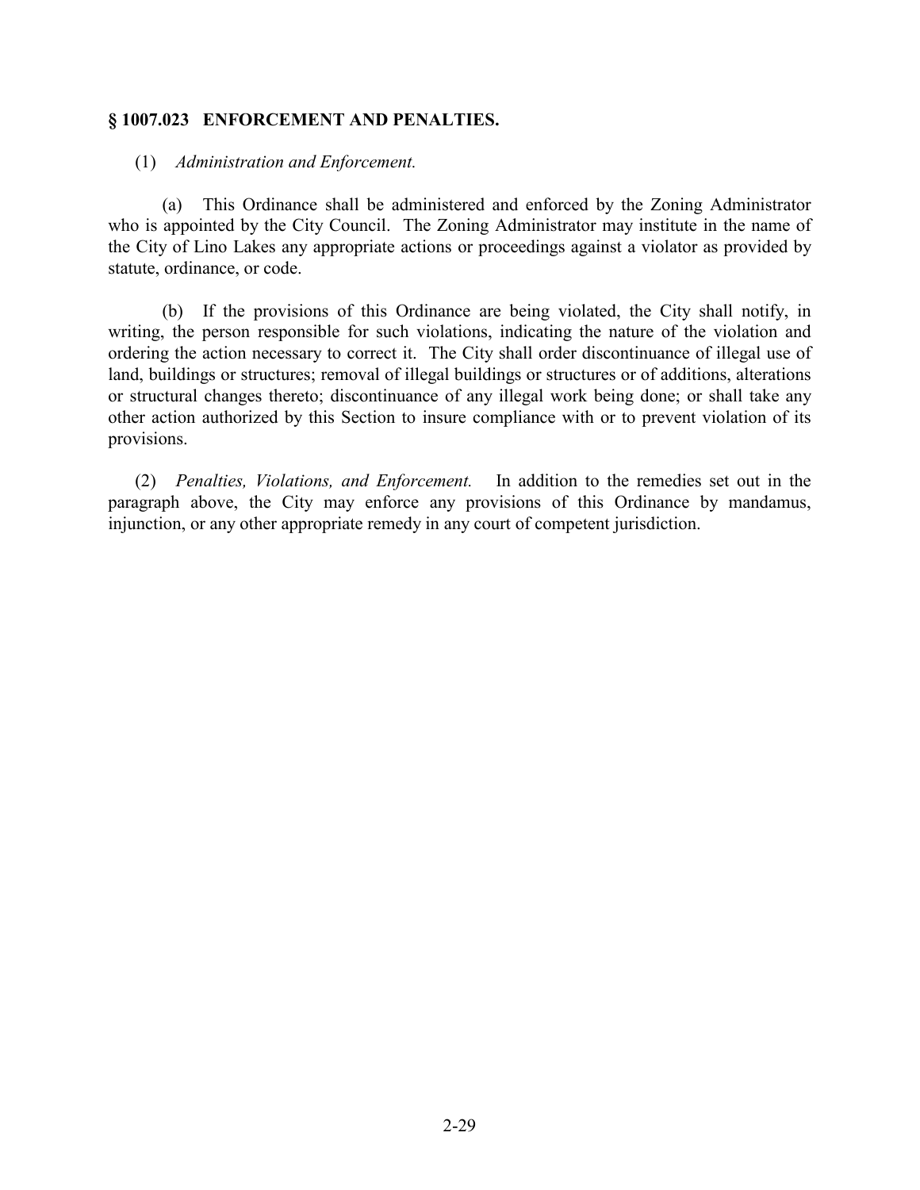## § 1007.023 ENFORCEMENT AND PENALTIES.

(1) *Administration and Enforcement.*

(a) This Ordinance shall be administered and enforced by the Zoning Administrator who is appointed by the City Council. The Zoning Administrator may institute in the name of the City of Lino Lakes any appropriate actions or proceedings against a violator as provided by statute, ordinance, or code.

(b) If the provisions of this Ordinance are being violated, the City shall notify, in writing, the person responsible for such violations, indicating the nature of the violation and ordering the action necessary to correct it. The City shall order discontinuance of illegal use of land, buildings or structures; removal of illegal buildings or structures or of additions, alterations or structural changes thereto; discontinuance of any illegal work being done; or shall take any other action authorized by this Section to insure compliance with or to prevent violation of its provisions.

(2) *Penalties, Violations, and Enforcement.* In addition to the remedies set out in the paragraph above, the City may enforce any provisions of this Ordinance by mandamus, injunction, or any other appropriate remedy in any court of competent jurisdiction.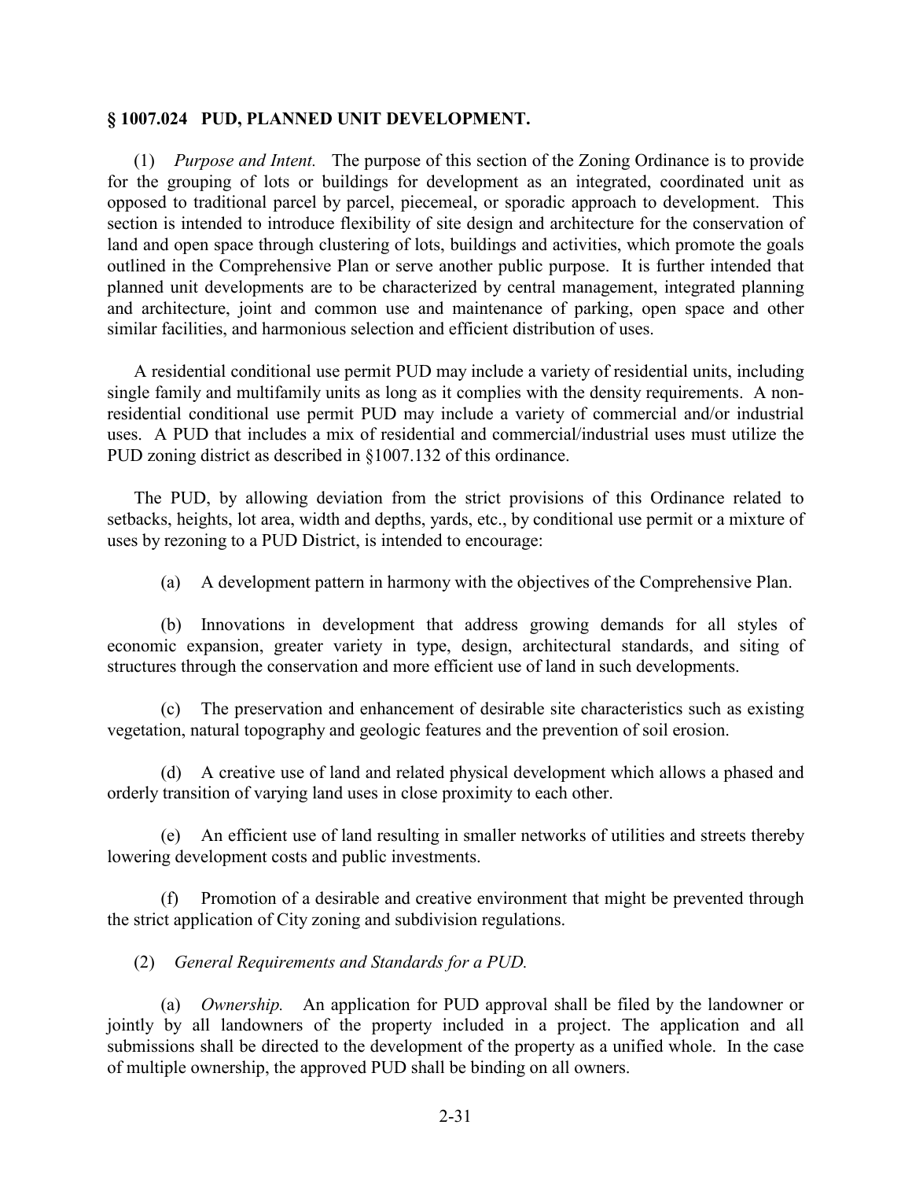## § 1007.024 PUD, PLANNED UNIT DEVELOPMENT.

(1) *Purpose and Intent.* The purpose of this section of the Zoning Ordinance is to provide for the grouping of lots or buildings for development as an integrated, coordinated unit as opposed to traditional parcel by parcel, piecemeal, or sporadic approach to development. This section is intended to introduce flexibility of site design and architecture for the conservation of land and open space through clustering of lots, buildings and activities, which promote the goals outlined in the Comprehensive Plan or serve another public purpose. It is further intended that planned unit developments are to be characterized by central management, integrated planning and architecture, joint and common use and maintenance of parking, open space and other similar facilities, and harmonious selection and efficient distribution of uses.

A residential conditional use permit PUD may include a variety of residential units, including single family and multifamily units as long as it complies with the density requirements. A non-residential conditional use permit PUD may include a variety of commercial and/or industrial uses. A PUD that includes a mix of residential and commercial/industrial uses must utilize the PUD zoning district as described in §1007.132 of this ordinance.

The PUD, by allowing deviation from the strict provisions of this Ordinance related to setbacks, heights, lot area, width and depths, yards, etc., by conditional use permit or a mixture of uses by rezoning to a PUD District, is intended to encourage:

(a) A development pattern in harmony with the objectives of the Comprehensive Plan.

(b) Innovations in development that address growing demands for all styles of economic expansion, greater variety in type, design, architectural standards, and siting of structures through the conservation and more efficient use of land in such developments.

(c) The preservation and enhancement of desirable site characteristics such as existing vegetation, natural topography and geologic features and the prevention of soil erosion.

(d) A creative use of land and related physical development which allows a phased and orderly transition of varying land uses in close proximity to each other.

(e) An efficient use of land resulting in smaller networks of utilities and streets thereby lowering development costs and public investments.

(f) Promotion of a desirable and creative environment that might be prevented through the strict application of City zoning and subdivision regulations.

(2) *General Requirements and Standards for a PUD.*

(a) *Ownership.* An application for PUD approval shall be filed by the landowner or jointly by all landowners of the property included in a project. The application and all submissions shall be directed to the development of the property as a unified whole. In the case of multiple ownership, the approved PUD shall be binding on all owners.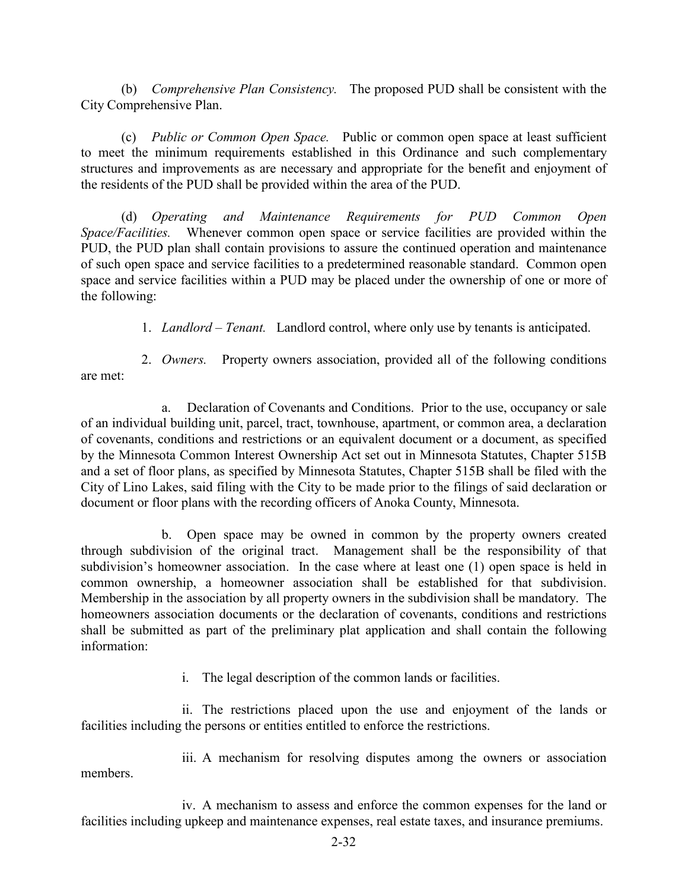(b) *Comprehensive Plan Consistency.* The proposed PUD shall be consistent with the City Comprehensive Plan.

(c) *Public or Common Open Space.* Public or common open space at least sufficient to meet the minimum requirements established in this Ordinance and such complementary structures and improvements as are necessary and appropriate for the benefit and enjoyment of the residents of the PUD shall be provided within the area of the PUD.

(d) *Operating and Maintenance Requirements for PUD Common Open Space/Facilities.* Whenever common open space or service facilities are provided within the PUD, the PUD plan shall contain provisions to assure the continued operation and maintenance of such open space and service facilities to a predetermined reasonable standard. Common open space and service facilities within a PUD may be placed under the ownership of one or more of the following:

1. *Landlord – Tenant.* Landlord control, where only use by tenants is anticipated.

2. *Owners.* Property owners association, provided all of the following conditions are met:

    a. Declaration of Covenants and Conditions. Prior to the use, occupancy or sale of an individual building unit, parcel, tract, townhouse, apartment, or common area, a declaration of covenants, conditions and restrictions or an equivalent document or a document, as specified by the Minnesota Common Interest Ownership Act set out in Minnesota Statutes, Chapter 515B and a set of floor plans, as specified by Minnesota Statutes, Chapter 515B shall be filed with the City of Lino Lakes, said filing with the City to be made prior to the filings of said declaration or document or floor plans with the recording officers of Anoka County, Minnesota.

    b. Open space may be owned in common by the property owners created through subdivision of the original tract. Management shall be the responsibility of that subdivision's homeowner association. In the case where at least one (1) open space is held in common ownership, a homeowner association shall be established for that subdivision. Membership in the association by all property owners in the subdivision shall be mandatory. The homeowners association documents or the declaration of covenants, conditions and restrictions shall be submitted as part of the preliminary plat application and shall contain the following information:

        i. The legal description of the common lands or facilities.

        ii. The restrictions placed upon the use and enjoyment of the lands or facilities including the persons or entities entitled to enforce the restrictions.

        iii. A mechanism for resolving disputes among the owners or association members.

        iv. A mechanism to assess and enforce the common expenses for the land or facilities including upkeep and maintenance expenses, real estate taxes, and insurance premiums.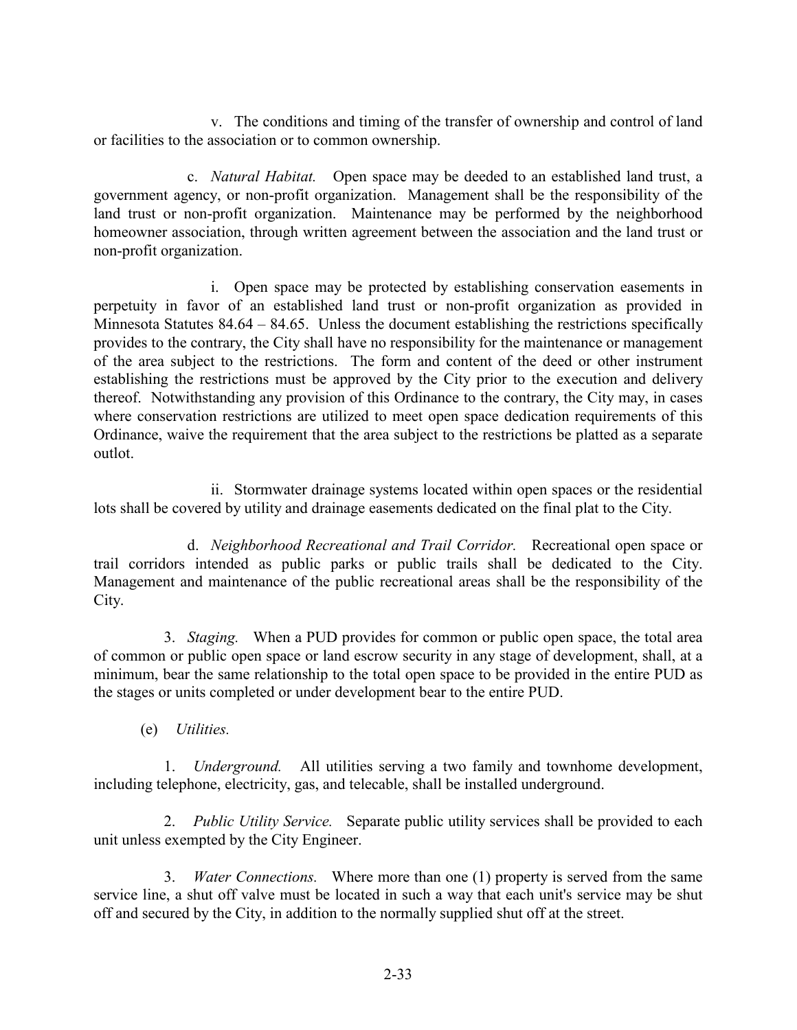v. The conditions and timing of the transfer of ownership and control of land or facilities to the association or to common ownership.

c. *Natural Habitat.* Open space may be deeded to an established land trust, a government agency, or non-profit organization. Management shall be the responsibility of the land trust or non-profit organization. Maintenance may be performed by the neighborhood homeowner association, through written agreement between the association and the land trust or non-profit organization.

i. Open space may be protected by establishing conservation easements in perpetuity in favor of an established land trust or non-profit organization as provided in Minnesota Statutes 84.64 – 84.65. Unless the document establishing the restrictions specifically provides to the contrary, the City shall have no responsibility for the maintenance or management of the area subject to the restrictions. The form and content of the deed or other instrument establishing the restrictions must be approved by the City prior to the execution and delivery thereof. Notwithstanding any provision of this Ordinance to the contrary, the City may, in cases where conservation restrictions are utilized to meet open space dedication requirements of this Ordinance, waive the requirement that the area subject to the restrictions be platted as a separate outlot.

ii. Stormwater drainage systems located within open spaces or the residential lots shall be covered by utility and drainage easements dedicated on the final plat to the City.

d. *Neighborhood Recreational and Trail Corridor.* Recreational open space or trail corridors intended as public parks or public trails shall be dedicated to the City. Management and maintenance of the public recreational areas shall be the responsibility of the City.

3. *Staging.* When a PUD provides for common or public open space, the total area of common or public open space or land escrow security in any stage of development, shall, at a minimum, bear the same relationship to the total open space to be provided in the entire PUD as the stages or units completed or under development bear to the entire PUD.

(e) *Utilities.*

1. *Underground.* All utilities serving a two family and townhome development, including telephone, electricity, gas, and telecable, shall be installed underground.

2. *Public Utility Service.* Separate public utility services shall be provided to each unit unless exempted by the City Engineer.

3. *Water Connections.* Where more than one (1) property is served from the same service line, a shut off valve must be located in such a way that each unit's service may be shut off and secured by the City, in addition to the normally supplied shut off at the street.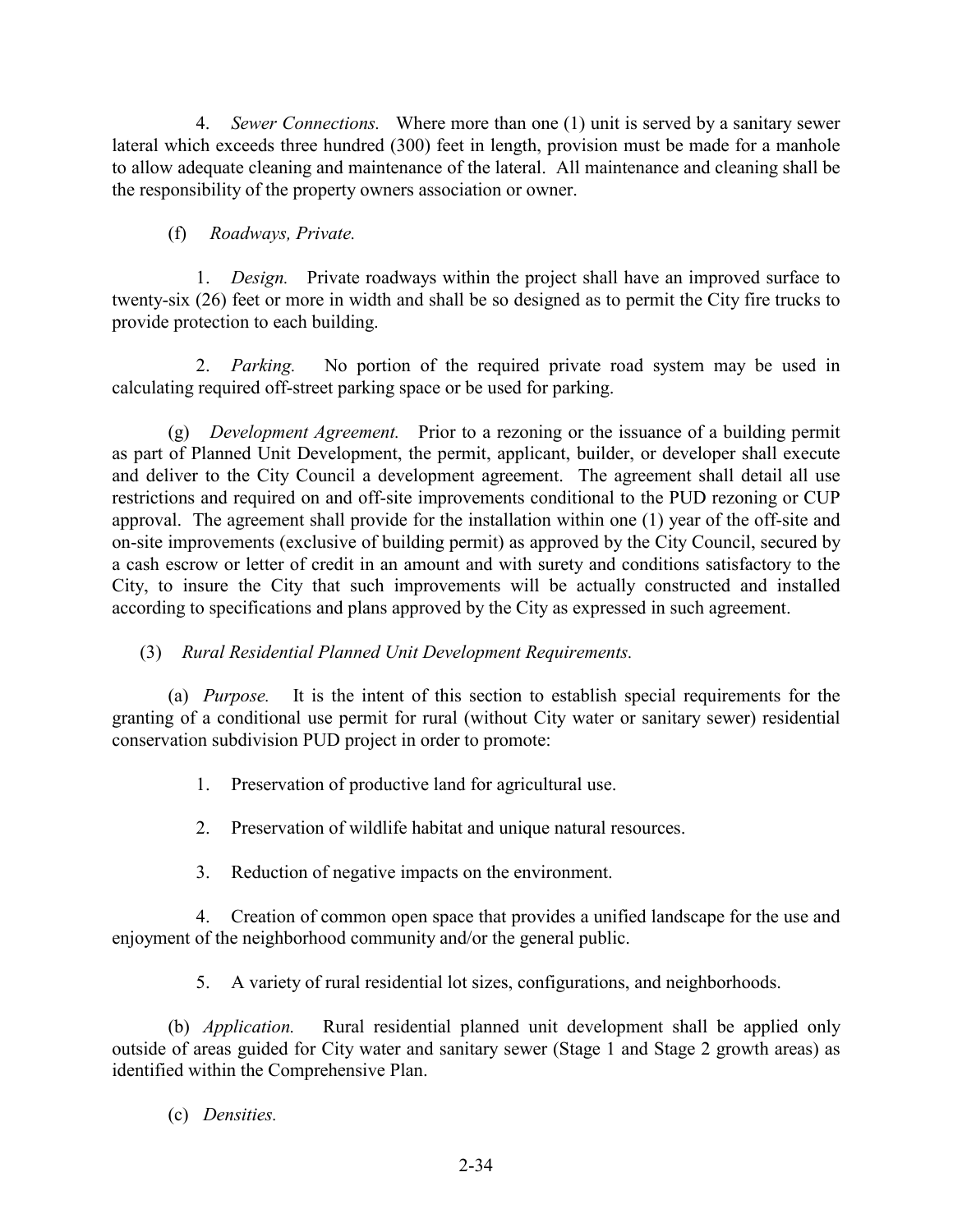4. *Sewer Connections.* Where more than one (1) unit is served by a sanitary sewer lateral which exceeds three hundred (300) feet in length, provision must be made for a manhole to allow adequate cleaning and maintenance of the lateral. All maintenance and cleaning shall be the responsibility of the property owners association or owner.

(f) *Roadways, Private.*

1. *Design.* Private roadways within the project shall have an improved surface to twenty-six (26) feet or more in width and shall be so designed as to permit the City fire trucks to provide protection to each building.

2. *Parking.* No portion of the required private road system may be used in calculating required off-street parking space or be used for parking.

(g) *Development Agreement.* Prior to a rezoning or the issuance of a building permit as part of Planned Unit Development, the permit, applicant, builder, or developer shall execute and deliver to the City Council a development agreement. The agreement shall detail all use restrictions and required on and off-site improvements conditional to the PUD rezoning or CUP approval. The agreement shall provide for the installation within one (1) year of the off-site and on-site improvements (exclusive of building permit) as approved by the City Council, secured by a cash escrow or letter of credit in an amount and with surety and conditions satisfactory to the City, to insure the City that such improvements will be actually constructed and installed according to specifications and plans approved by the City as expressed in such agreement.

(3) *Rural Residential Planned Unit Development Requirements.*

(a) *Purpose.* It is the intent of this section to establish special requirements for the granting of a conditional use permit for rural (without City water or sanitary sewer) residential conservation subdivision PUD project in order to promote:

1. Preservation of productive land for agricultural use.

2. Preservation of wildlife habitat and unique natural resources.

3. Reduction of negative impacts on the environment.

4. Creation of common open space that provides a unified landscape for the use and enjoyment of the neighborhood community and/or the general public.

5. A variety of rural residential lot sizes, configurations, and neighborhoods.

(b) *Application.* Rural residential planned unit development shall be applied only outside of areas guided for City water and sanitary sewer (Stage 1 and Stage 2 growth areas) as identified within the Comprehensive Plan.

(c) *Densities.*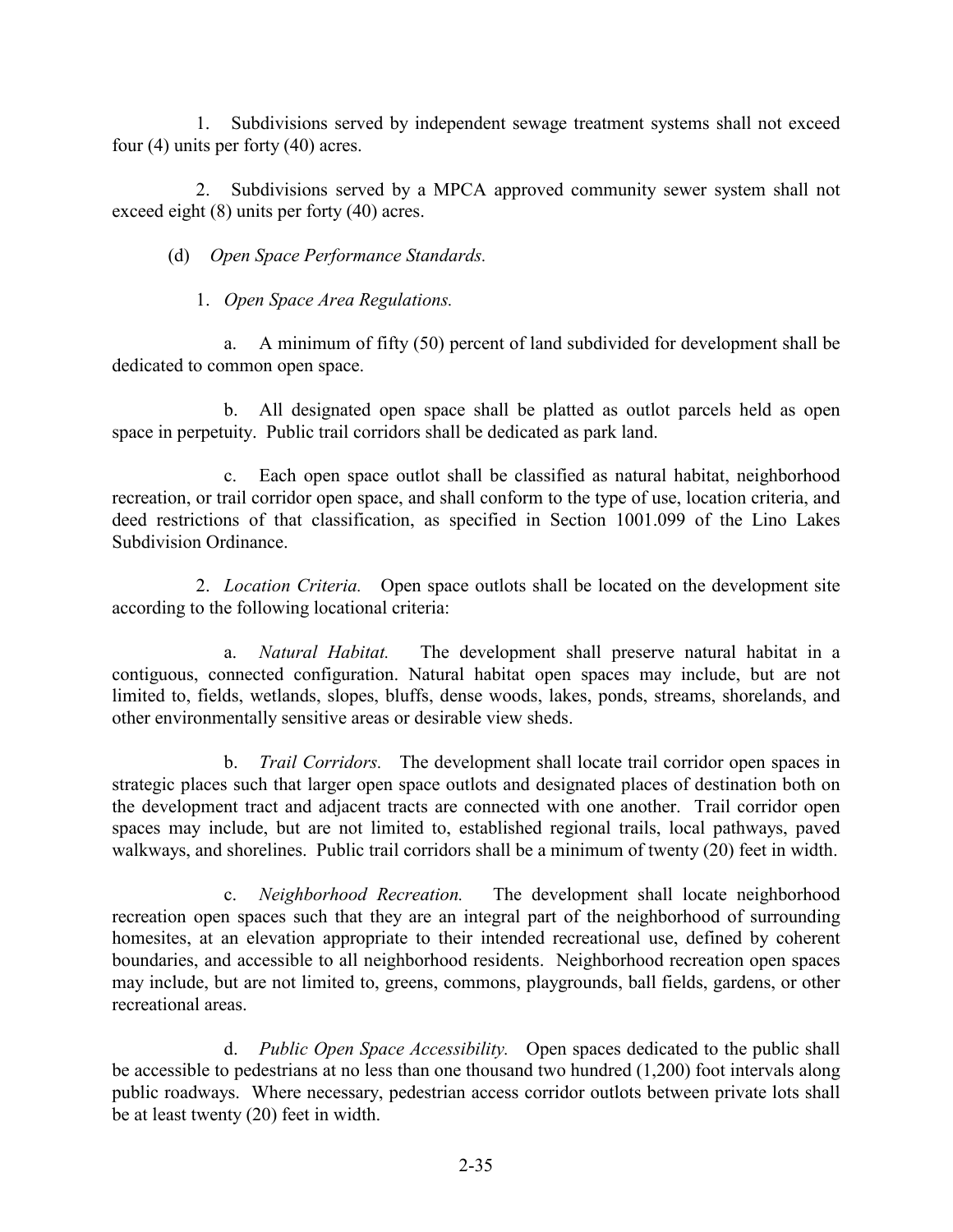1. Subdivisions served by independent sewage treatment systems shall not exceed four (4) units per forty (40) acres.

2. Subdivisions served by a MPCA approved community sewer system shall not exceed eight (8) units per forty (40) acres.

(d) *Open Space Performance Standards.*

1. *Open Space Area Regulations.*

a. A minimum of fifty (50) percent of land subdivided for development shall be dedicated to common open space.

b. All designated open space shall be platted as outlot parcels held as open space in perpetuity. Public trail corridors shall be dedicated as park land.

c. Each open space outlot shall be classified as natural habitat, neighborhood recreation, or trail corridor open space, and shall conform to the type of use, location criteria, and deed restrictions of that classification, as specified in Section 1001.099 of the Lino Lakes Subdivision Ordinance.

2. *Location Criteria.* Open space outlots shall be located on the development site according to the following locational criteria:

a. *Natural Habitat.* The development shall preserve natural habitat in a contiguous, connected configuration. Natural habitat open spaces may include, but are not limited to, fields, wetlands, slopes, bluffs, dense woods, lakes, ponds, streams, shorelands, and other environmentally sensitive areas or desirable view sheds.

b. *Trail Corridors.* The development shall locate trail corridor open spaces in strategic places such that larger open space outlots and designated places of destination both on the development tract and adjacent tracts are connected with one another. Trail corridor open spaces may include, but are not limited to, established regional trails, local pathways, paved walkways, and shorelines. Public trail corridors shall be a minimum of twenty (20) feet in width.

c. *Neighborhood Recreation.* The development shall locate neighborhood recreation open spaces such that they are an integral part of the neighborhood of surrounding homesites, at an elevation appropriate to their intended recreational use, defined by coherent boundaries, and accessible to all neighborhood residents. Neighborhood recreation open spaces may include, but are not limited to, greens, commons, playgrounds, ball fields, gardens, or other recreational areas.

d. *Public Open Space Accessibility.* Open spaces dedicated to the public shall be accessible to pedestrians at no less than one thousand two hundred (1,200) foot intervals along public roadways. Where necessary, pedestrian access corridor outlots between private lots shall be at least twenty (20) feet in width.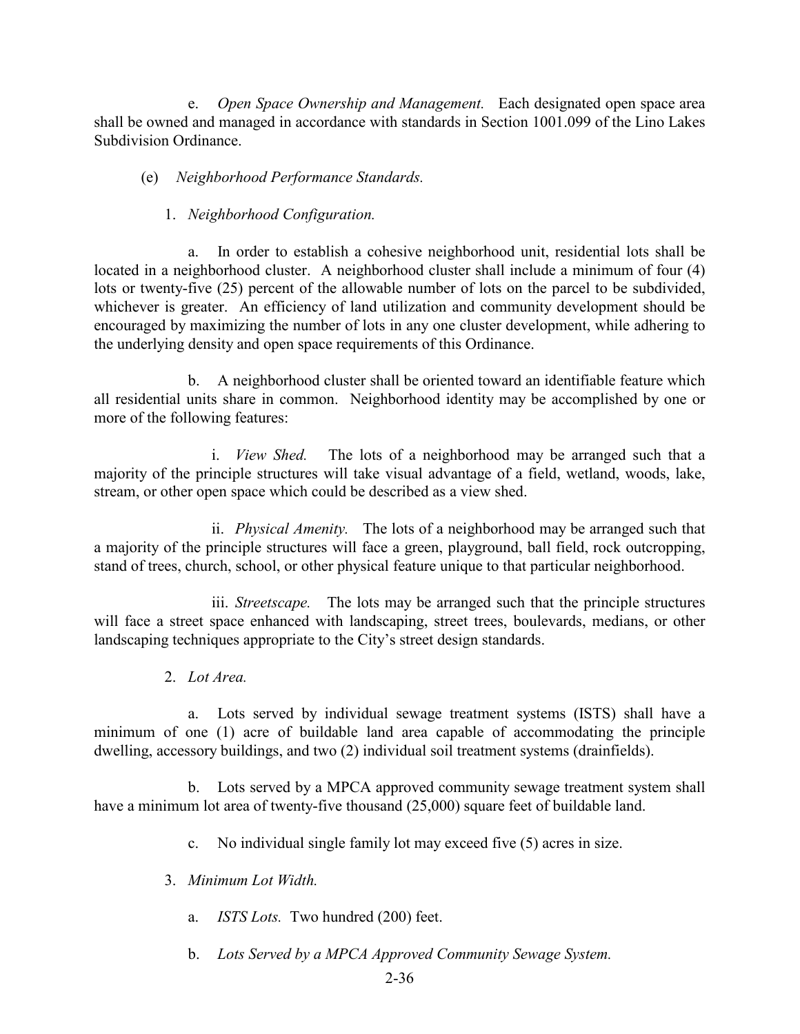e. *Open Space Ownership and Management.* Each designated open space area shall be owned and managed in accordance with standards in Section 1001.099 of the Lino Lakes Subdivision Ordinance.

(e) *Neighborhood Performance Standards.*

1. *Neighborhood Configuration.*

a. In order to establish a cohesive neighborhood unit, residential lots shall be located in a neighborhood cluster. A neighborhood cluster shall include a minimum of four (4) lots or twenty-five (25) percent of the allowable number of lots on the parcel to be subdivided, whichever is greater. An efficiency of land utilization and community development should be encouraged by maximizing the number of lots in any one cluster development, while adhering to the underlying density and open space requirements of this Ordinance.

b. A neighborhood cluster shall be oriented toward an identifiable feature which all residential units share in common. Neighborhood identity may be accomplished by one or more of the following features:

i. *View Shed.* The lots of a neighborhood may be arranged such that a majority of the principle structures will take visual advantage of a field, wetland, woods, lake, stream, or other open space which could be described as a view shed.

ii. *Physical Amenity.* The lots of a neighborhood may be arranged such that a majority of the principle structures will face a green, playground, ball field, rock outcropping, stand of trees, church, school, or other physical feature unique to that particular neighborhood.

iii. *Streetscape.* The lots may be arranged such that the principle structures will face a street space enhanced with landscaping, street trees, boulevards, medians, or other landscaping techniques appropriate to the City's street design standards.

2. *Lot Area.*

a. Lots served by individual sewage treatment systems (ISTS) shall have a minimum of one (1) acre of buildable land area capable of accommodating the principle dwelling, accessory buildings, and two (2) individual soil treatment systems (drainfields).

b. Lots served by a MPCA approved community sewage treatment system shall have a minimum lot area of twenty-five thousand (25,000) square feet of buildable land.

c. No individual single family lot may exceed five (5) acres in size.

3. *Minimum Lot Width.*

a. *ISTS Lots.* Two hundred (200) feet.

b. *Lots Served by a MPCA Approved Community Sewage System.*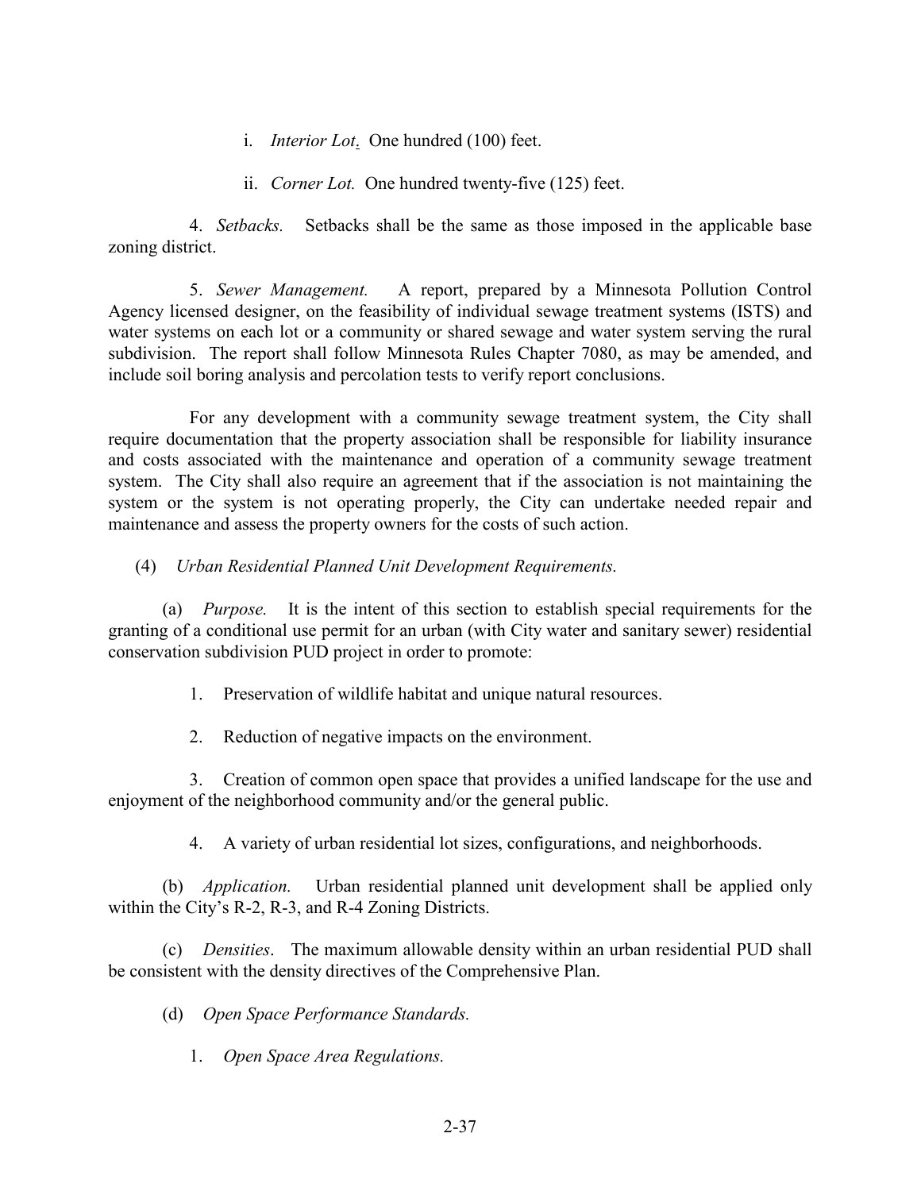i. *Interior Lot*. One hundred (100) feet.

ii. *Corner Lot.* One hundred twenty-five (125) feet.

4. *Setbacks.* Setbacks shall be the same as those imposed in the applicable base zoning district.

5. *Sewer Management.* A report, prepared by a Minnesota Pollution Control Agency licensed designer, on the feasibility of individual sewage treatment systems (ISTS) and water systems on each lot or a community or shared sewage and water system serving the rural subdivision. The report shall follow Minnesota Rules Chapter 7080, as may be amended, and include soil boring analysis and percolation tests to verify report conclusions.

For any development with a community sewage treatment system, the City shall require documentation that the property association shall be responsible for liability insurance and costs associated with the maintenance and operation of a community sewage treatment system. The City shall also require an agreement that if the association is not maintaining the system or the system is not operating properly, the City can undertake needed repair and maintenance and assess the property owners for the costs of such action.

(4) *Urban Residential Planned Unit Development Requirements.*

(a) *Purpose.* It is the intent of this section to establish special requirements for the granting of a conditional use permit for an urban (with City water and sanitary sewer) residential conservation subdivision PUD project in order to promote:

1. Preservation of wildlife habitat and unique natural resources.

2. Reduction of negative impacts on the environment.

3. Creation of common open space that provides a unified landscape for the use and enjoyment of the neighborhood community and/or the general public.

4. A variety of urban residential lot sizes, configurations, and neighborhoods.

(b) *Application.* Urban residential planned unit development shall be applied only within the City's R-2, R-3, and R-4 Zoning Districts.

(c) *Densities*. The maximum allowable density within an urban residential PUD shall be consistent with the density directives of the Comprehensive Plan.

(d) *Open Space Performance Standards.*

1. *Open Space Area Regulations.*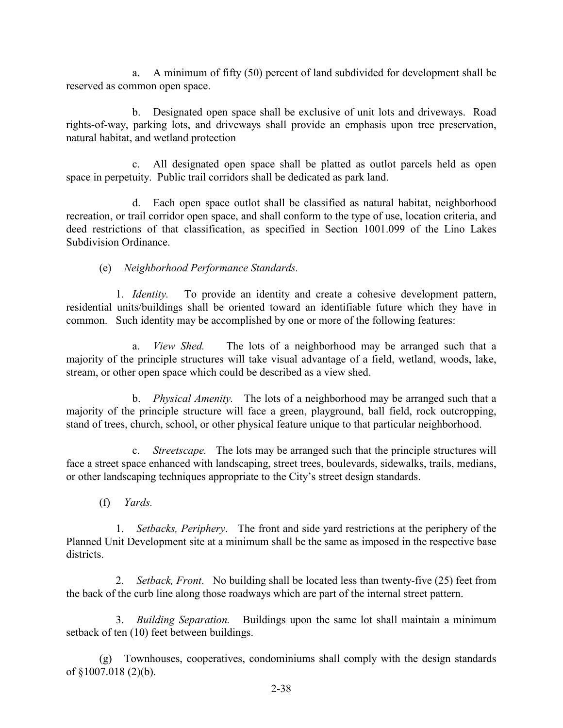a. A minimum of fifty (50) percent of land subdivided for development shall be reserved as common open space.

b. Designated open space shall be exclusive of unit lots and driveways. Road rights-of-way, parking lots, and driveways shall provide an emphasis upon tree preservation, natural habitat, and wetland protection

c. All designated open space shall be platted as outlot parcels held as open space in perpetuity. Public trail corridors shall be dedicated as park land.

d. Each open space outlot shall be classified as natural habitat, neighborhood recreation, or trail corridor open space, and shall conform to the type of use, location criteria, and deed restrictions of that classification, as specified in Section 1001.099 of the Lino Lakes Subdivision Ordinance.

(e) *Neighborhood Performance Standards.*

1. *Identity.* To provide an identity and create a cohesive development pattern, residential units/buildings shall be oriented toward an identifiable future which they have in common. Such identity may be accomplished by one or more of the following features:

a. *View Shed.* The lots of a neighborhood may be arranged such that a majority of the principle structures will take visual advantage of a field, wetland, woods, lake, stream, or other open space which could be described as a view shed.

b. *Physical Amenity.* The lots of a neighborhood may be arranged such that a majority of the principle structure will face a green, playground, ball field, rock outcropping, stand of trees, church, school, or other physical feature unique to that particular neighborhood.

c. *Streetscape.* The lots may be arranged such that the principle structures will face a street space enhanced with landscaping, street trees, boulevards, sidewalks, trails, medians, or other landscaping techniques appropriate to the City's street design standards.

(f) *Yards.*

1. *Setbacks, Periphery*. The front and side yard restrictions at the periphery of the Planned Unit Development site at a minimum shall be the same as imposed in the respective base districts.

2. *Setback, Front*. No building shall be located less than twenty-five (25) feet from the back of the curb line along those roadways which are part of the internal street pattern.

3. *Building Separation.* Buildings upon the same lot shall maintain a minimum setback of ten (10) feet between buildings.

(g) Townhouses, cooperatives, condominiums shall comply with the design standards of §1007.018 (2)(b).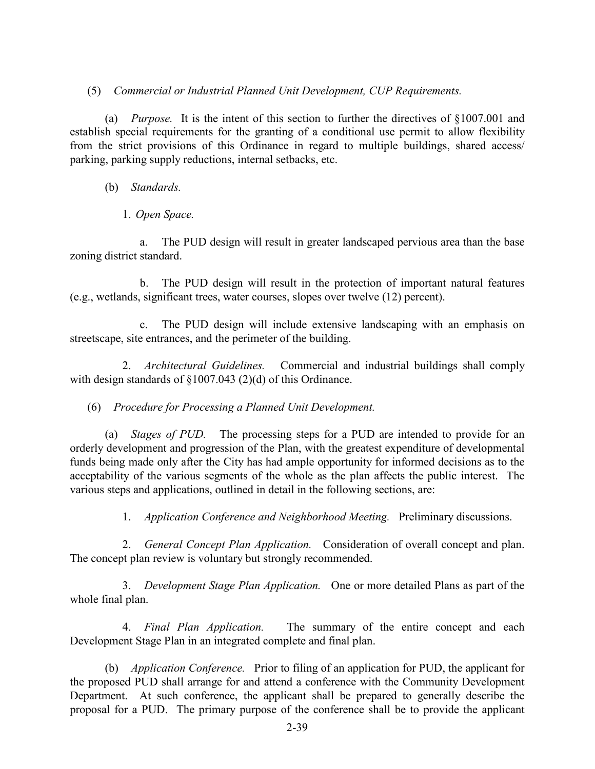(5) *Commercial or Industrial Planned Unit Development, CUP Requirements.*

(a) *Purpose.* It is the intent of this section to further the directives of §1007.001 and establish special requirements for the granting of a conditional use permit to allow flexibility from the strict provisions of this Ordinance in regard to multiple buildings, shared access/ parking, parking supply reductions, internal setbacks, etc.

(b) *Standards.*

1. *Open Space.*

a. The PUD design will result in greater landscaped pervious area than the base zoning district standard.

b. The PUD design will result in the protection of important natural features (e.g., wetlands, significant trees, water courses, slopes over twelve (12) percent).

c. The PUD design will include extensive landscaping with an emphasis on streetscape, site entrances, and the perimeter of the building.

2. *Architectural Guidelines.* Commercial and industrial buildings shall comply with design standards of §1007.043 (2)(d) of this Ordinance.

(6) *Procedure for Processing a Planned Unit Development.*

(a) *Stages of PUD.* The processing steps for a PUD are intended to provide for an orderly development and progression of the Plan, with the greatest expenditure of developmental funds being made only after the City has had ample opportunity for informed decisions as to the acceptability of the various segments of the whole as the plan affects the public interest. The various steps and applications, outlined in detail in the following sections, are:

1. *Application Conference and Neighborhood Meeting.* Preliminary discussions.

2. *General Concept Plan Application.* Consideration of overall concept and plan. The concept plan review is voluntary but strongly recommended.

3. *Development Stage Plan Application.* One or more detailed Plans as part of the whole final plan.

4. *Final Plan Application.* The summary of the entire concept and each Development Stage Plan in an integrated complete and final plan.

(b) *Application Conference.* Prior to filing of an application for PUD, the applicant for the proposed PUD shall arrange for and attend a conference with the Community Development Department. At such conference, the applicant shall be prepared to generally describe the proposal for a PUD. The primary purpose of the conference shall be to provide the applicant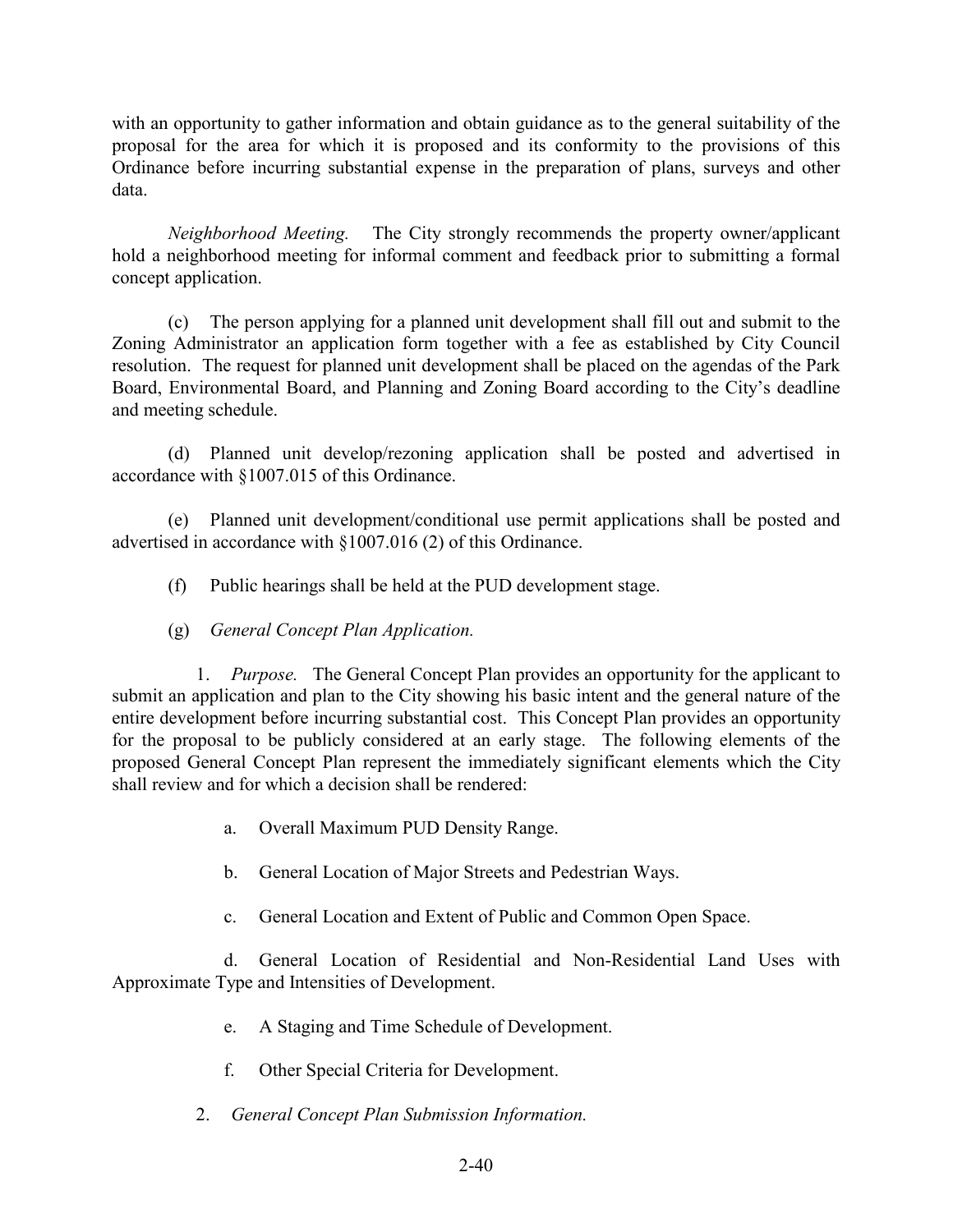with an opportunity to gather information and obtain guidance as to the general suitability of the proposal for the area for which it is proposed and its conformity to the provisions of this Ordinance before incurring substantial expense in the preparation of plans, surveys and other data.

*Neighborhood Meeting.* The City strongly recommends the property owner/applicant hold a neighborhood meeting for informal comment and feedback prior to submitting a formal concept application.

(c) The person applying for a planned unit development shall fill out and submit to the Zoning Administrator an application form together with a fee as established by City Council resolution. The request for planned unit development shall be placed on the agendas of the Park Board, Environmental Board, and Planning and Zoning Board according to the City's deadline and meeting schedule.

(d) Planned unit develop/rezoning application shall be posted and advertised in accordance with §1007.015 of this Ordinance.

(e) Planned unit development/conditional use permit applications shall be posted and advertised in accordance with §1007.016 (2) of this Ordinance.

(f) Public hearings shall be held at the PUD development stage.

(g) *General Concept Plan Application.*

1. *Purpose.* The General Concept Plan provides an opportunity for the applicant to submit an application and plan to the City showing his basic intent and the general nature of the entire development before incurring substantial cost. This Concept Plan provides an opportunity for the proposal to be publicly considered at an early stage. The following elements of the proposed General Concept Plan represent the immediately significant elements which the City shall review and for which a decision shall be rendered:

a. Overall Maximum PUD Density Range.

b. General Location of Major Streets and Pedestrian Ways.

c. General Location and Extent of Public and Common Open Space.

d. General Location of Residential and Non-Residential Land Uses with Approximate Type and Intensities of Development.

e. A Staging and Time Schedule of Development.

f. Other Special Criteria for Development.

2. *General Concept Plan Submission Information.*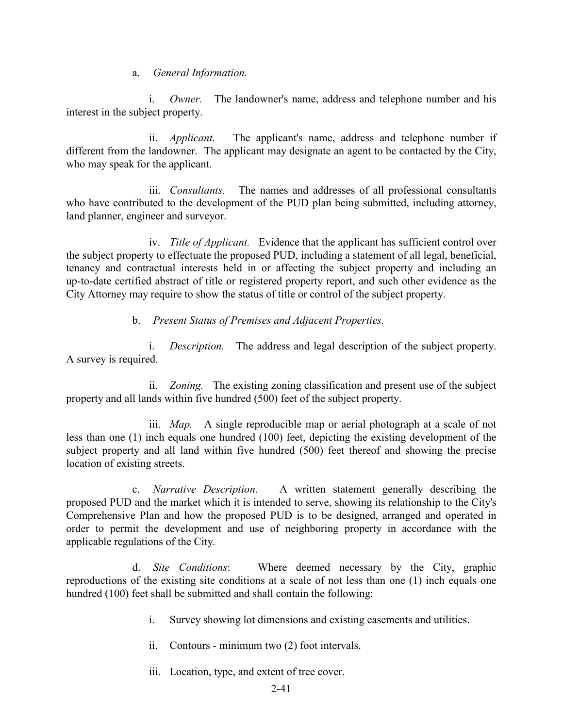a. *General Information.*

i. *Owner.* The landowner's name, address and telephone number and his interest in the subject property.

ii. *Applicant.* The applicant's name, address and telephone number if different from the landowner. The applicant may designate an agent to be contacted by the City, who may speak for the applicant.

iii. *Consultants.* The names and addresses of all professional consultants who have contributed to the development of the PUD plan being submitted, including attorney, land planner, engineer and surveyor.

iv. *Title of Applicant.* Evidence that the applicant has sufficient control over the subject property to effectuate the proposed PUD, including a statement of all legal, beneficial, tenancy and contractual interests held in or affecting the subject property and including an up-to-date certified abstract of title or registered property report, and such other evidence as the City Attorney may require to show the status of title or control of the subject property.

b. *Present Status of Premises and Adjacent Properties.*

i. *Description.* The address and legal description of the subject property. A survey is required.

ii. *Zoning.* The existing zoning classification and present use of the subject property and all lands within five hundred (500) feet of the subject property.

iii. *Map.* A single reproducible map or aerial photograph at a scale of not less than one (1) inch equals one hundred (100) feet, depicting the existing development of the subject property and all land within five hundred (500) feet thereof and showing the precise location of existing streets.

c. *Narrative Description*. A written statement generally describing the proposed PUD and the market which it is intended to serve, showing its relationship to the City's Comprehensive Plan and how the proposed PUD is to be designed, arranged and operated in order to permit the development and use of neighboring property in accordance with the applicable regulations of the City.

d. *Site Conditions*: Where deemed necessary by the City, graphic reproductions of the existing site conditions at a scale of not less than one (1) inch equals one hundred (100) feet shall be submitted and shall contain the following:

i. Survey showing lot dimensions and existing easements and utilities.

ii. Contours - minimum two (2) foot intervals.

iii. Location, type, and extent of tree cover.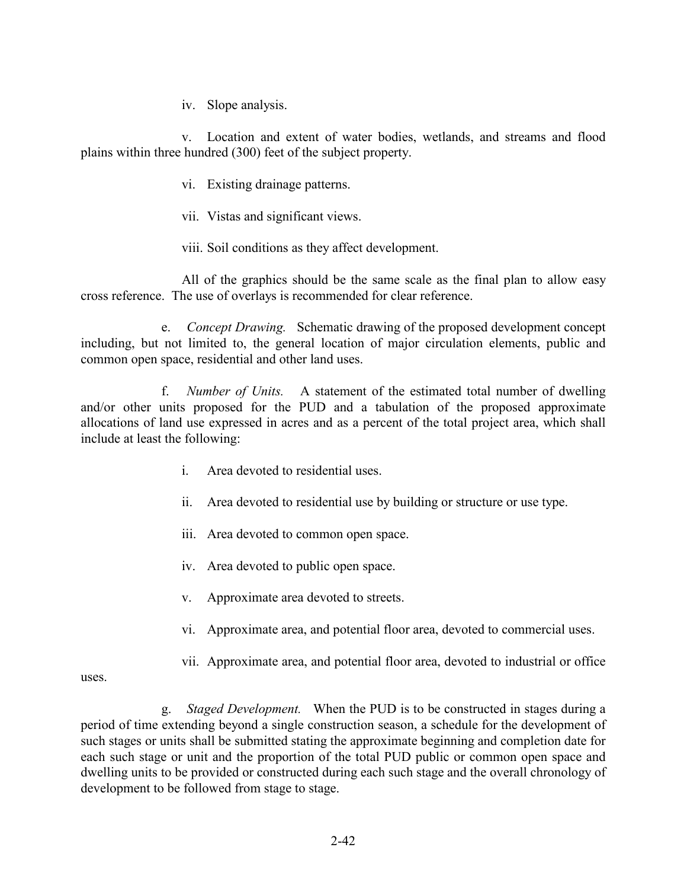iv. Slope analysis.

v. Location and extent of water bodies, wetlands, and streams and flood plains within three hundred (300) feet of the subject property.

vi. Existing drainage patterns.

vii. Vistas and significant views.

viii. Soil conditions as they affect development.

All of the graphics should be the same scale as the final plan to allow easy cross reference. The use of overlays is recommended for clear reference.

e. *Concept Drawing.* Schematic drawing of the proposed development concept including, but not limited to, the general location of major circulation elements, public and common open space, residential and other land uses.

f. *Number of Units.* A statement of the estimated total number of dwelling and/or other units proposed for the PUD and a tabulation of the proposed approximate allocations of land use expressed in acres and as a percent of the total project area, which shall include at least the following:

i. Area devoted to residential uses.

ii. Area devoted to residential use by building or structure or use type.

iii. Area devoted to common open space.

iv. Area devoted to public open space.

v. Approximate area devoted to streets.

vi. Approximate area, and potential floor area, devoted to commercial uses.

vii. Approximate area, and potential floor area, devoted to industrial or office uses.

g. *Staged Development.* When the PUD is to be constructed in stages during a period of time extending beyond a single construction season, a schedule for the development of such stages or units shall be submitted stating the approximate beginning and completion date for each such stage or unit and the proportion of the total PUD public or common open space and dwelling units to be provided or constructed during each such stage and the overall chronology of development to be followed from stage to stage.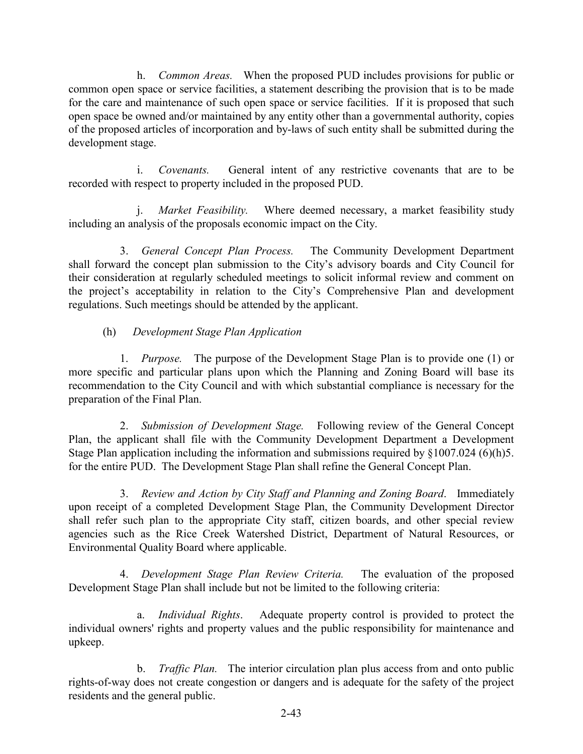h. *Common Areas.* When the proposed PUD includes provisions for public or common open space or service facilities, a statement describing the provision that is to be made for the care and maintenance of such open space or service facilities. If it is proposed that such open space be owned and/or maintained by any entity other than a governmental authority, copies of the proposed articles of incorporation and by-laws of such entity shall be submitted during the development stage.

i. *Covenants.* General intent of any restrictive covenants that are to be recorded with respect to property included in the proposed PUD.

j. *Market Feasibility.* Where deemed necessary, a market feasibility study including an analysis of the proposals economic impact on the City.

3. *General Concept Plan Process.* The Community Development Department shall forward the concept plan submission to the City's advisory boards and City Council for their consideration at regularly scheduled meetings to solicit informal review and comment on the project's acceptability in relation to the City's Comprehensive Plan and development regulations. Such meetings should be attended by the applicant.

(h) *Development Stage Plan Application*

1. *Purpose.* The purpose of the Development Stage Plan is to provide one (1) or more specific and particular plans upon which the Planning and Zoning Board will base its recommendation to the City Council and with which substantial compliance is necessary for the preparation of the Final Plan.

2. *Submission of Development Stage.* Following review of the General Concept Plan, the applicant shall file with the Community Development Department a Development Stage Plan application including the information and submissions required by §1007.024 (6)(h)5. for the entire PUD. The Development Stage Plan shall refine the General Concept Plan.

3. *Review and Action by City Staff and Planning and Zoning Board*. Immediately upon receipt of a completed Development Stage Plan, the Community Development Director shall refer such plan to the appropriate City staff, citizen boards, and other special review agencies such as the Rice Creek Watershed District, Department of Natural Resources, or Environmental Quality Board where applicable.

4. *Development Stage Plan Review Criteria.* The evaluation of the proposed Development Stage Plan shall include but not be limited to the following criteria:

a. *Individual Rights*. Adequate property control is provided to protect the individual owners' rights and property values and the public responsibility for maintenance and upkeep.

b. *Traffic Plan.* The interior circulation plan plus access from and onto public rights-of-way does not create congestion or dangers and is adequate for the safety of the project residents and the general public.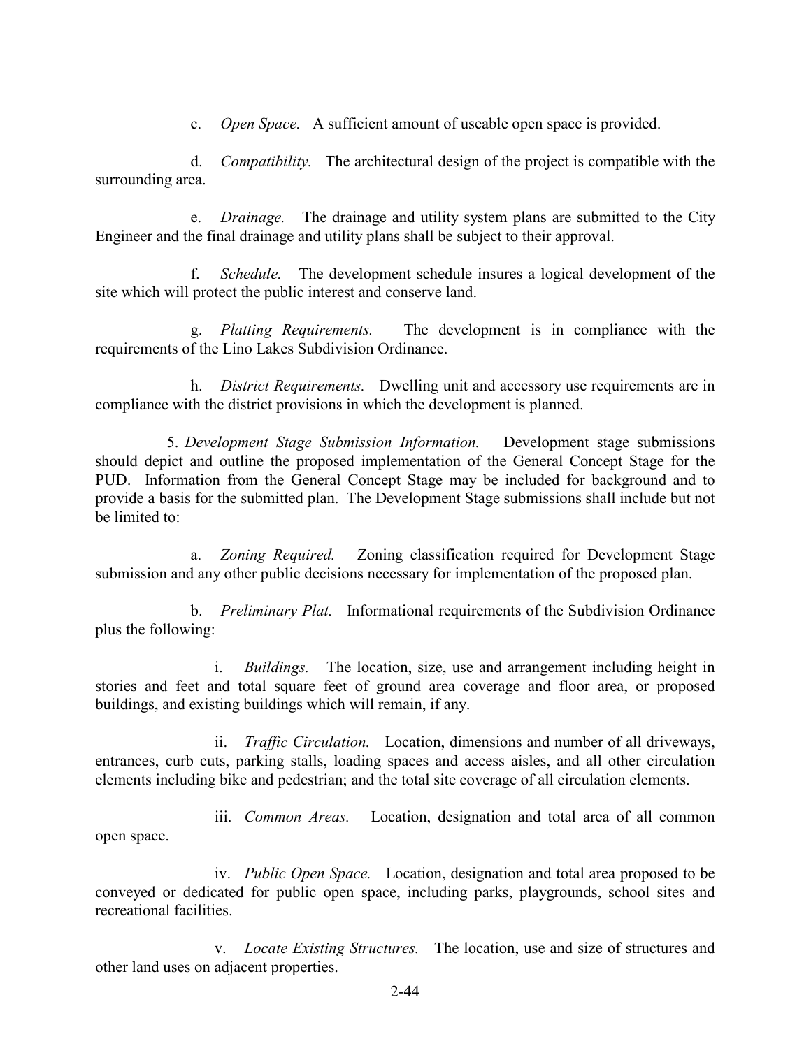c. *Open Space.* A sufficient amount of useable open space is provided.

d. *Compatibility.* The architectural design of the project is compatible with the surrounding area.

e. *Drainage.* The drainage and utility system plans are submitted to the City Engineer and the final drainage and utility plans shall be subject to their approval.

f. *Schedule.* The development schedule insures a logical development of the site which will protect the public interest and conserve land.

g. *Platting Requirements.* The development is in compliance with the requirements of the Lino Lakes Subdivision Ordinance.

h. *District Requirements.* Dwelling unit and accessory use requirements are in compliance with the district provisions in which the development is planned.

5. *Development Stage Submission Information.* Development stage submissions should depict and outline the proposed implementation of the General Concept Stage for the PUD. Information from the General Concept Stage may be included for background and to provide a basis for the submitted plan. The Development Stage submissions shall include but not be limited to:

a. *Zoning Required.* Zoning classification required for Development Stage submission and any other public decisions necessary for implementation of the proposed plan.

b. *Preliminary Plat.* Informational requirements of the Subdivision Ordinance plus the following:

i. *Buildings.* The location, size, use and arrangement including height in stories and feet and total square feet of ground area coverage and floor area, or proposed buildings, and existing buildings which will remain, if any.

ii. *Traffic Circulation.* Location, dimensions and number of all driveways, entrances, curb cuts, parking stalls, loading spaces and access aisles, and all other circulation elements including bike and pedestrian; and the total site coverage of all circulation elements.

iii. *Common Areas.* Location, designation and total area of all common open space.

iv. *Public Open Space.* Location, designation and total area proposed to be conveyed or dedicated for public open space, including parks, playgrounds, school sites and recreational facilities.

v. *Locate Existing Structures.* The location, use and size of structures and other land uses on adjacent properties.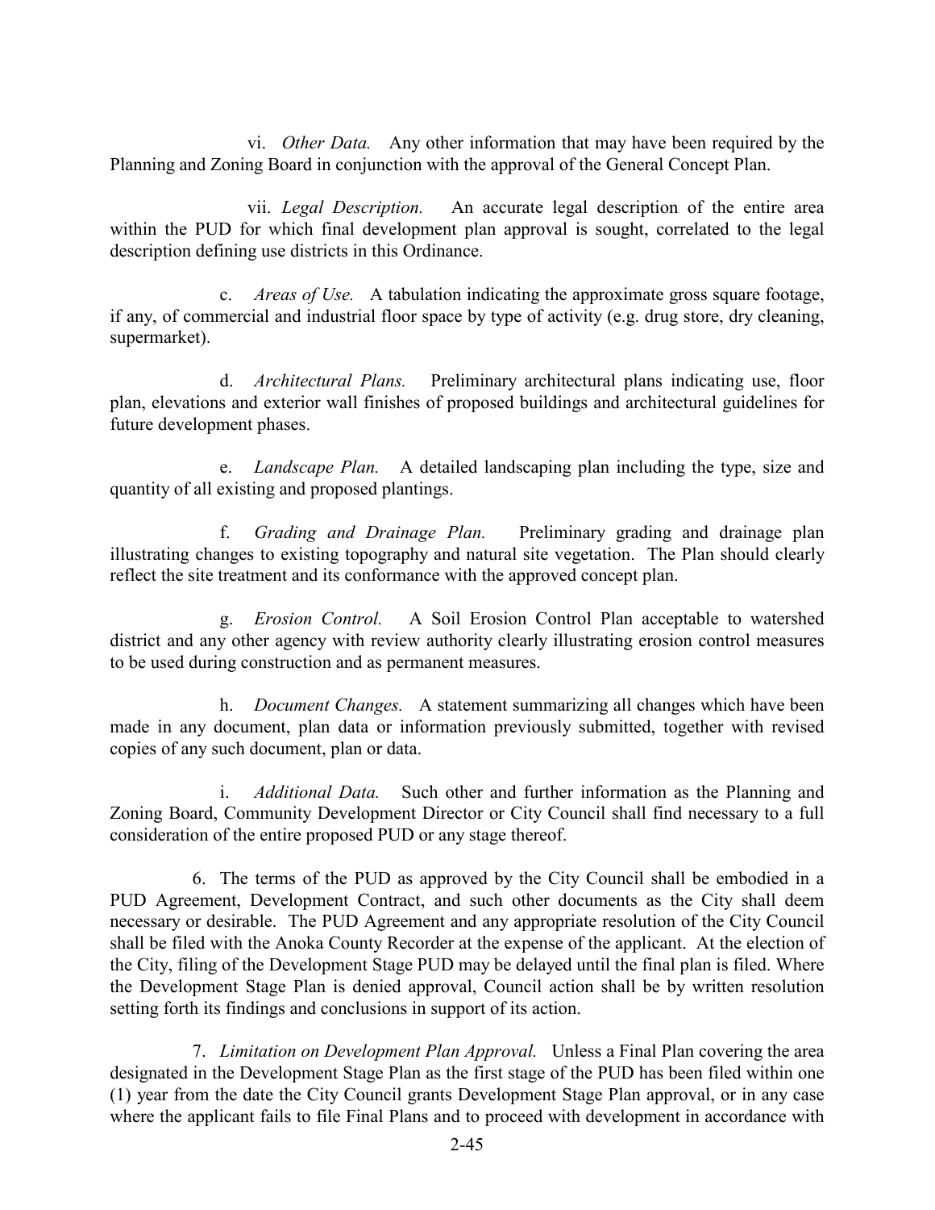vi. *Other Data.* Any other information that may have been required by the Planning and Zoning Board in conjunction with the approval of the General Concept Plan.

vii. *Legal Description.* An accurate legal description of the entire area within the PUD for which final development plan approval is sought, correlated to the legal description defining use districts in this Ordinance.

c. *Areas of Use.* A tabulation indicating the approximate gross square footage, if any, of commercial and industrial floor space by type of activity (e.g. drug store, dry cleaning, supermarket).

d. *Architectural Plans.* Preliminary architectural plans indicating use, floor plan, elevations and exterior wall finishes of proposed buildings and architectural guidelines for future development phases.

e. *Landscape Plan.* A detailed landscaping plan including the type, size and quantity of all existing and proposed plantings.

f. *Grading and Drainage Plan.* Preliminary grading and drainage plan illustrating changes to existing topography and natural site vegetation. The Plan should clearly reflect the site treatment and its conformance with the approved concept plan.

g. *Erosion Control.* A Soil Erosion Control Plan acceptable to watershed district and any other agency with review authority clearly illustrating erosion control measures to be used during construction and as permanent measures.

h. *Document Changes.* A statement summarizing all changes which have been made in any document, plan data or information previously submitted, together with revised copies of any such document, plan or data.

i. *Additional Data.* Such other and further information as the Planning and Zoning Board, Community Development Director or City Council shall find necessary to a full consideration of the entire proposed PUD or any stage thereof.

6. The terms of the PUD as approved by the City Council shall be embodied in a PUD Agreement, Development Contract, and such other documents as the City shall deem necessary or desirable. The PUD Agreement and any appropriate resolution of the City Council shall be filed with the Anoka County Recorder at the expense of the applicant. At the election of the City, filing of the Development Stage PUD may be delayed until the final plan is filed. Where the Development Stage Plan is denied approval, Council action shall be by written resolution setting forth its findings and conclusions in support of its action.

7. *Limitation on Development Plan Approval.* Unless a Final Plan covering the area designated in the Development Stage Plan as the first stage of the PUD has been filed within one (1) year from the date the City Council grants Development Stage Plan approval, or in any case where the applicant fails to file Final Plans and to proceed with development in accordance with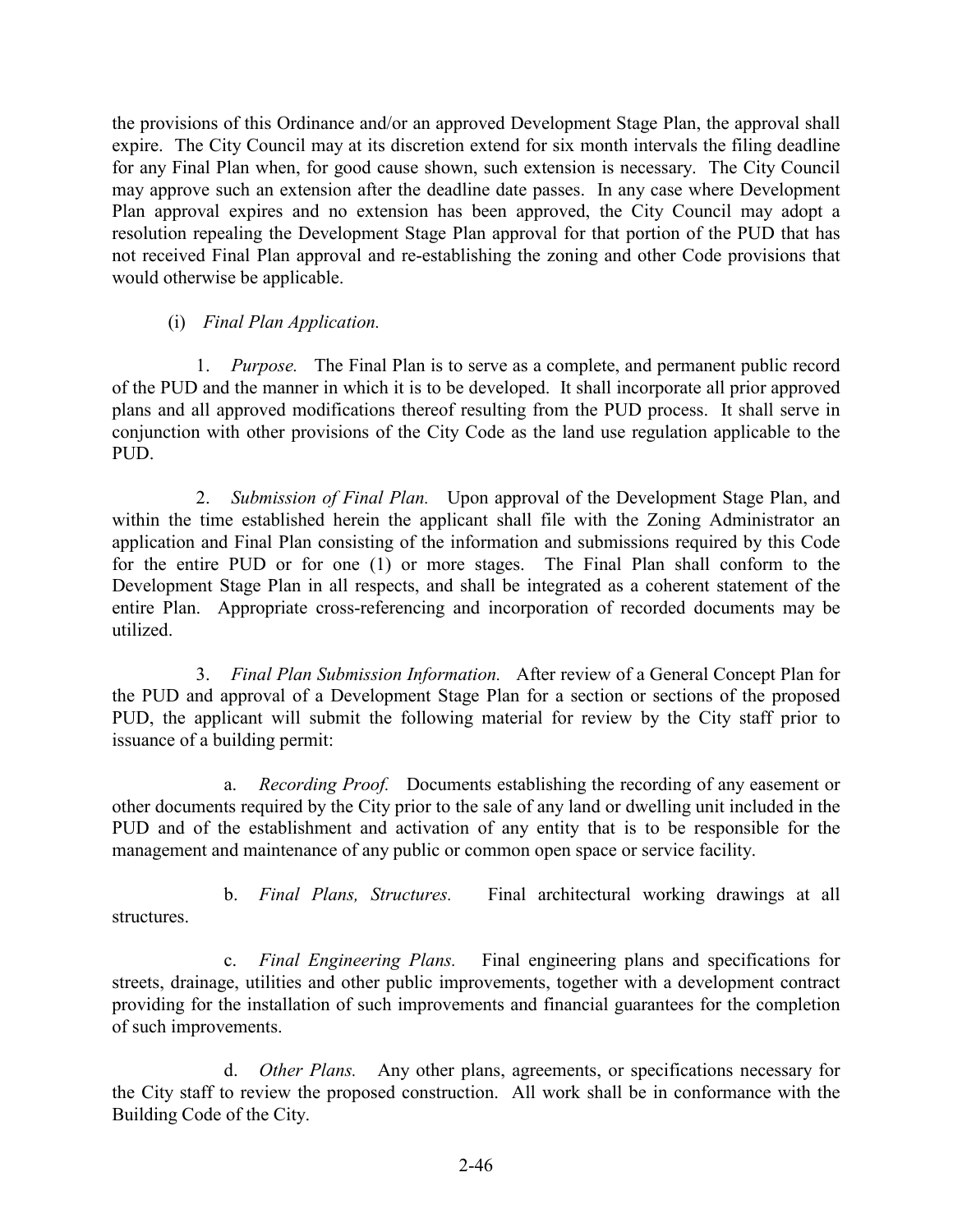the provisions of this Ordinance and/or an approved Development Stage Plan, the approval shall expire. The City Council may at its discretion extend for six month intervals the filing deadline for any Final Plan when, for good cause shown, such extension is necessary. The City Council may approve such an extension after the deadline date passes. In any case where Development Plan approval expires and no extension has been approved, the City Council may adopt a resolution repealing the Development Stage Plan approval for that portion of the PUD that has not received Final Plan approval and re-establishing the zoning and other Code provisions that would otherwise be applicable.

(i) *Final Plan Application.*

1. *Purpose.* The Final Plan is to serve as a complete, and permanent public record of the PUD and the manner in which it is to be developed. It shall incorporate all prior approved plans and all approved modifications thereof resulting from the PUD process. It shall serve in conjunction with other provisions of the City Code as the land use regulation applicable to the PUD.

2. *Submission of Final Plan.* Upon approval of the Development Stage Plan, and within the time established herein the applicant shall file with the Zoning Administrator an application and Final Plan consisting of the information and submissions required by this Code for the entire PUD or for one (1) or more stages. The Final Plan shall conform to the Development Stage Plan in all respects, and shall be integrated as a coherent statement of the entire Plan. Appropriate cross-referencing and incorporation of recorded documents may be utilized.

3. *Final Plan Submission Information.* After review of a General Concept Plan for the PUD and approval of a Development Stage Plan for a section or sections of the proposed PUD, the applicant will submit the following material for review by the City staff prior to issuance of a building permit:

a. *Recording Proof.* Documents establishing the recording of any easement or other documents required by the City prior to the sale of any land or dwelling unit included in the PUD and of the establishment and activation of any entity that is to be responsible for the management and maintenance of any public or common open space or service facility.

b. *Final Plans, Structures.* Final architectural working drawings at all structures.

c. *Final Engineering Plans.* Final engineering plans and specifications for streets, drainage, utilities and other public improvements, together with a development contract providing for the installation of such improvements and financial guarantees for the completion of such improvements.

d. *Other Plans.* Any other plans, agreements, or specifications necessary for the City staff to review the proposed construction. All work shall be in conformance with the Building Code of the City.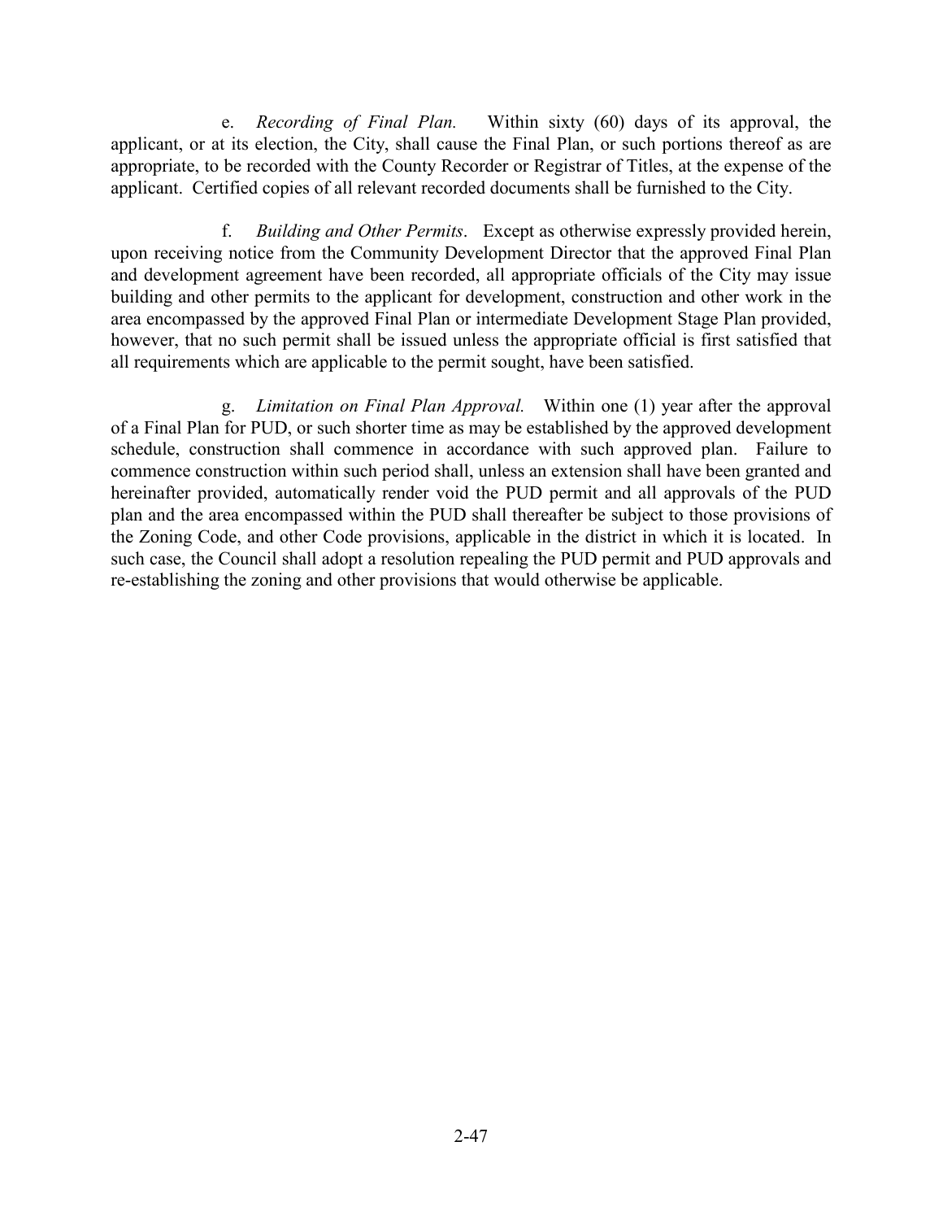e. *Recording of Final Plan.* Within sixty (60) days of its approval, the applicant, or at its election, the City, shall cause the Final Plan, or such portions thereof as are appropriate, to be recorded with the County Recorder or Registrar of Titles, at the expense of the applicant. Certified copies of all relevant recorded documents shall be furnished to the City.

f. *Building and Other Permits*. Except as otherwise expressly provided herein, upon receiving notice from the Community Development Director that the approved Final Plan and development agreement have been recorded, all appropriate officials of the City may issue building and other permits to the applicant for development, construction and other work in the area encompassed by the approved Final Plan or intermediate Development Stage Plan provided, however, that no such permit shall be issued unless the appropriate official is first satisfied that all requirements which are applicable to the permit sought, have been satisfied.

g. *Limitation on Final Plan Approval.* Within one (1) year after the approval of a Final Plan for PUD, or such shorter time as may be established by the approved development schedule, construction shall commence in accordance with such approved plan. Failure to commence construction within such period shall, unless an extension shall have been granted and hereinafter provided, automatically render void the PUD permit and all approvals of the PUD plan and the area encompassed within the PUD shall thereafter be subject to those provisions of the Zoning Code, and other Code provisions, applicable in the district in which it is located. In such case, the Council shall adopt a resolution repealing the PUD permit and PUD approvals and re-establishing the zoning and other provisions that would otherwise be applicable.